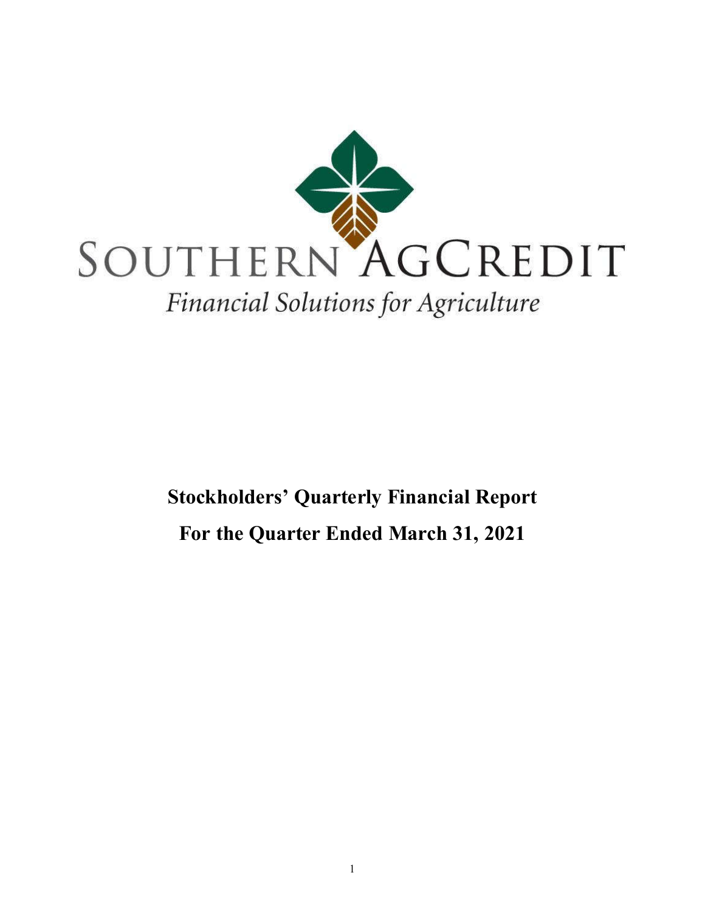# SOUTHERN AGCREDIT

*Financial Solutions for Agriculture*

## Stockholders' Quarterly Financial Report

## For the Quarter Ended March 31, 2021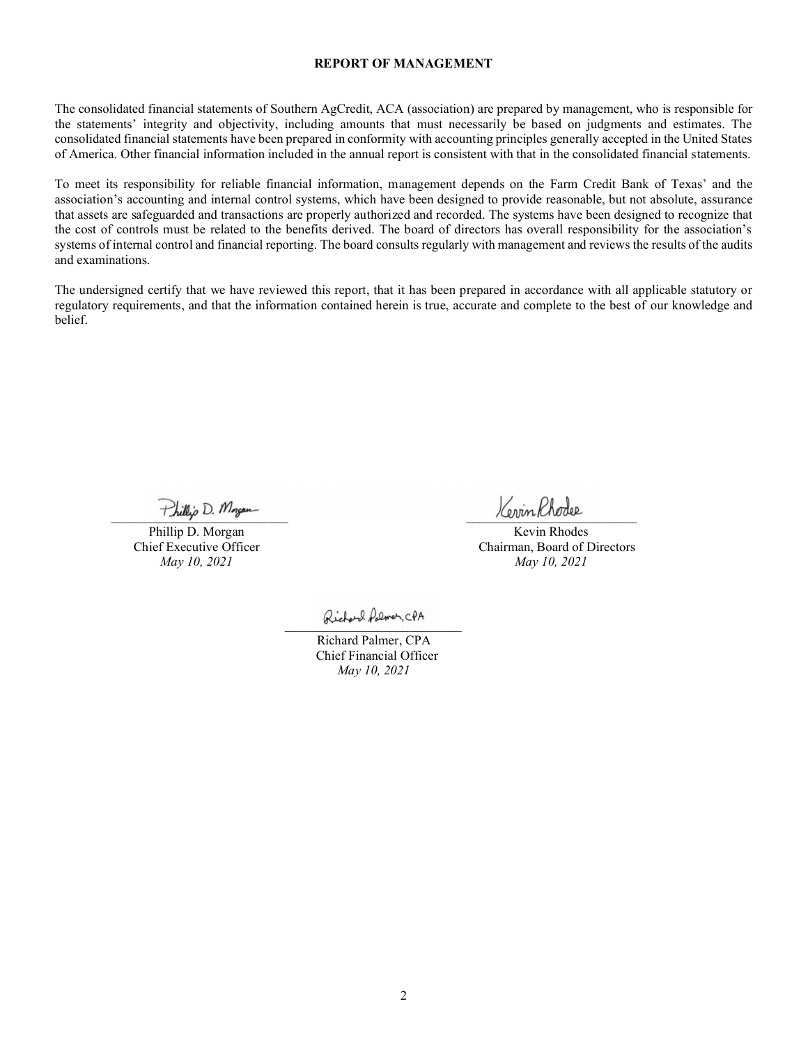## REPORT OF MANAGEMENT

The consolidated financial statements of Southern AgCredit, ACA (association) are prepared by management, who is responsible for the statements' integrity and objectivity, including amounts that must necessarily be based on judgments and estimates. The consolidated financial statements have been prepared in conformity with accounting principles generally accepted in the United States of America. Other financial information included in the annual report is consistent with that in the consolidated financial statements.

To meet its responsibility for reliable financial information, management depends on the Farm Credit Bank of Texas' and the association's accounting and internal control systems, which have been designed to provide reasonable, but not absolute, assurance that assets are safeguarded and transactions are properly authorized and recorded. The systems have been designed to recognize that the cost of controls must be related to the benefits derived. The board of directors has overall responsibility for the association's systems of internal control and financial reporting. The board consults regularly with management and reviews the results of the audits and examinations.

The undersigned certify that we have reviewed this report, that it has been prepared in accordance with all applicable statutory or regulatory requirements, and that the information contained herein is true, accurate and complete to the best of our knowledge and belief.

Phillip D. Morgan
Chief Executive Officer
*May 10, 2021*

Kevin Rhodes
Chairman, Board of Directors
*May 10, 2021*

Richard Palmer, CPA
Chief Financial Officer
*May 10, 2021*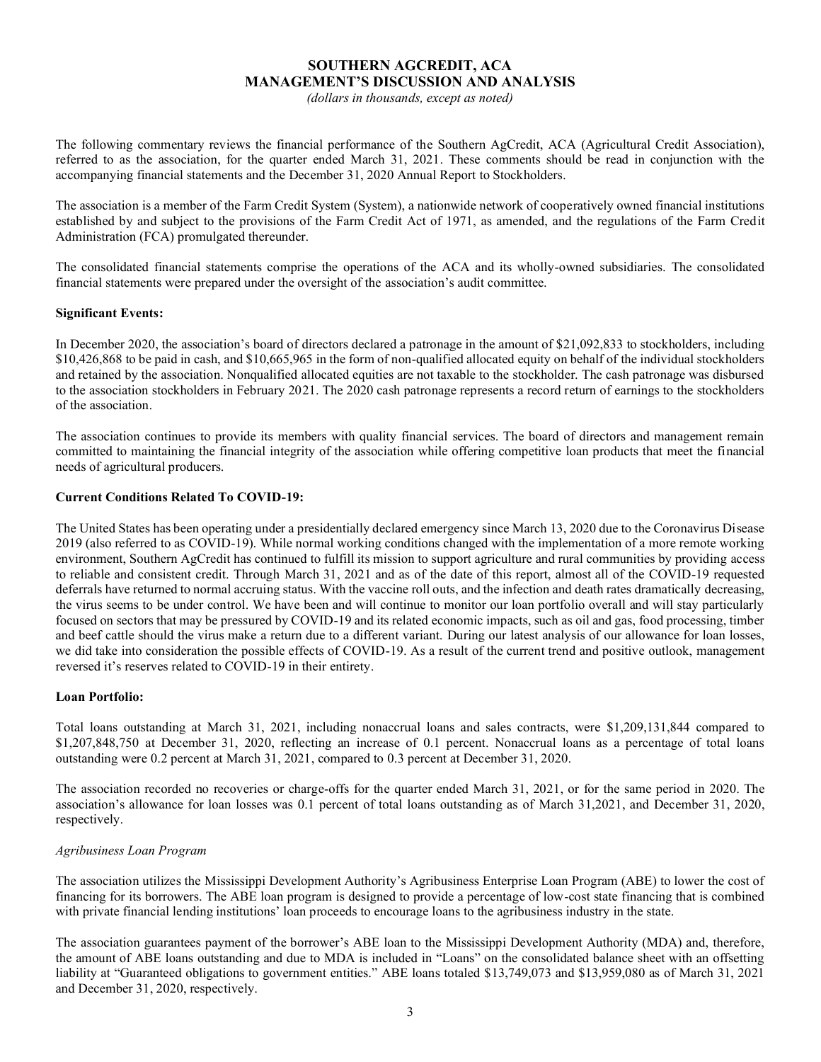# SOUTHERN AGCREDIT, ACA
## MANAGEMENT'S DISCUSSION AND ANALYSIS
*(dollars in thousands, except as noted)*

The following commentary reviews the financial performance of the Southern AgCredit, ACA (Agricultural Credit Association), referred to as the association, for the quarter ended March 31, 2021. These comments should be read in conjunction with the accompanying financial statements and the December 31, 2020 Annual Report to Stockholders.

The association is a member of the Farm Credit System (System), a nationwide network of cooperatively owned financial institutions established by and subject to the provisions of the Farm Credit Act of 1971, as amended, and the regulations of the Farm Credit Administration (FCA) promulgated thereunder.

The consolidated financial statements comprise the operations of the ACA and its wholly-owned subsidiaries. The consolidated financial statements were prepared under the oversight of the association's audit committee.

**Significant Events:**

In December 2020, the association's board of directors declared a patronage in the amount of $21,092,833 to stockholders, including $10,426,868 to be paid in cash, and $10,665,965 in the form of non-qualified allocated equity on behalf of the individual stockholders and retained by the association. Nonqualified allocated equities are not taxable to the stockholder. The cash patronage was disbursed to the association stockholders in February 2021. The 2020 cash patronage represents a record return of earnings to the stockholders of the association.

The association continues to provide its members with quality financial services. The board of directors and management remain committed to maintaining the financial integrity of the association while offering competitive loan products that meet the financial needs of agricultural producers.

**Current Conditions Related To COVID-19:**

The United States has been operating under a presidentially declared emergency since March 13, 2020 due to the Coronavirus Disease 2019 (also referred to as COVID-19). While normal working conditions changed with the implementation of a more remote working environment, Southern AgCredit has continued to fulfill its mission to support agriculture and rural communities by providing access to reliable and consistent credit. Through March 31, 2021 and as of the date of this report, almost all of the COVID-19 requested deferrals have returned to normal accruing status. With the vaccine roll outs, and the infection and death rates dramatically decreasing, the virus seems to be under control. We have been and will continue to monitor our loan portfolio overall and will stay particularly focused on sectors that may be pressured by COVID-19 and its related economic impacts, such as oil and gas, food processing, timber and beef cattle should the virus make a return due to a different variant. During our latest analysis of our allowance for loan losses, we did take into consideration the possible effects of COVID-19. As a result of the current trend and positive outlook, management reversed it's reserves related to COVID-19 in their entirety.

**Loan Portfolio:**

Total loans outstanding at March 31, 2021, including nonaccrual loans and sales contracts, were $1,209,131,844 compared to $1,207,848,750 at December 31, 2020, reflecting an increase of 0.1 percent. Nonaccrual loans as a percentage of total loans outstanding were 0.2 percent at March 31, 2021, compared to 0.3 percent at December 31, 2020.

The association recorded no recoveries or charge-offs for the quarter ended March 31, 2021, or for the same period in 2020. The association's allowance for loan losses was 0.1 percent of total loans outstanding as of March 31,2021, and December 31, 2020, respectively.

*Agribusiness Loan Program*

The association utilizes the Mississippi Development Authority's Agribusiness Enterprise Loan Program (ABE) to lower the cost of financing for its borrowers. The ABE loan program is designed to provide a percentage of low-cost state financing that is combined with private financial lending institutions' loan proceeds to encourage loans to the agribusiness industry in the state.

The association guarantees payment of the borrower's ABE loan to the Mississippi Development Authority (MDA) and, therefore, the amount of ABE loans outstanding and due to MDA is included in "Loans" on the consolidated balance sheet with an offsetting liability at "Guaranteed obligations to government entities." ABE loans totaled $13,749,073 and $13,959,080 as of March 31, 2021 and December 31, 2020, respectively.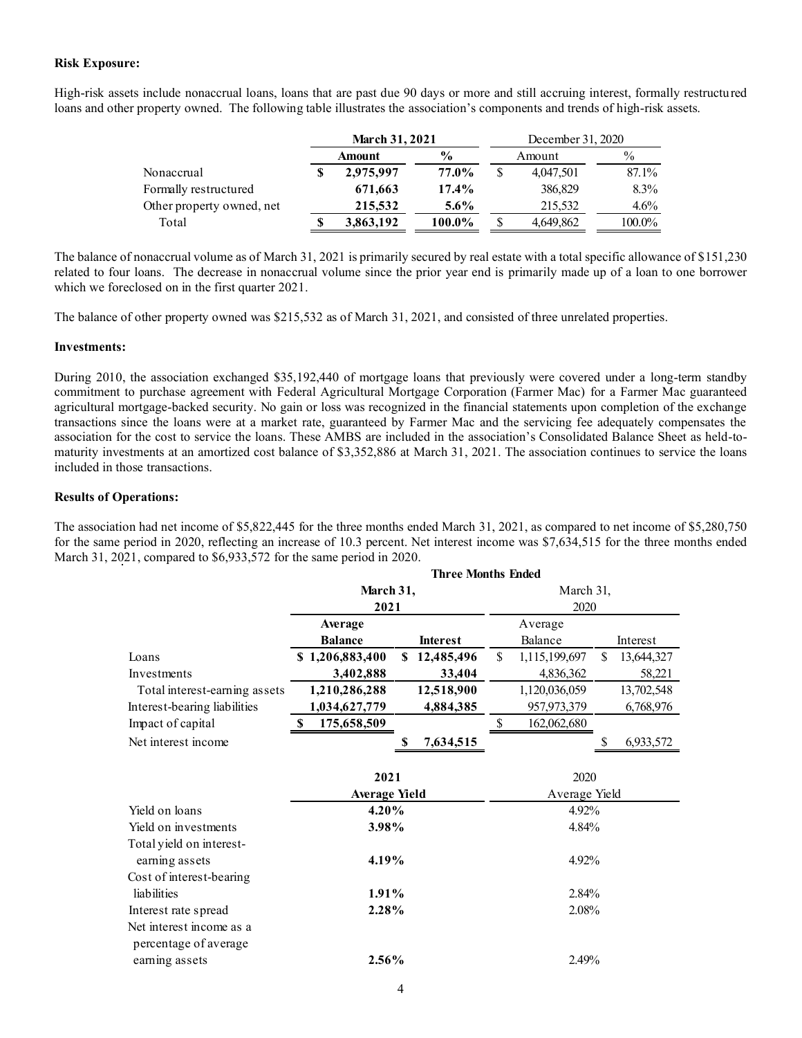**Risk Exposure:**

High-risk assets include nonaccrual loans, loans that are past due 90 days or more and still accruing interest, formally restructured loans and other property owned. The following table illustrates the association's components and trends of high-risk assets.

| | March 31, 2021 | | December 31, 2020 | |
|---|---|---|---|---|
| | **Amount** | **%** | Amount | % |
| Nonaccrual | **$ 2,975,997** | **77.0%** | $ 4,047,501 | 87.1% |
| Formally restructured | **671,663** | **17.4%** | 386,829 | 8.3% |
| Other property owned, net | **215,532** | **5.6%** | 215,532 | 4.6% |
| Total | **$ 3,863,192** | **100.0%** | $ 4,649,862 | 100.0% |

The balance of nonaccrual volume as of March 31, 2021 is primarily secured by real estate with a total specific allowance of $151,230 related to four loans. The decrease in nonaccrual volume since the prior year end is primarily made up of a loan to one borrower which we foreclosed on in the first quarter 2021.

The balance of other property owned was $215,532 as of March 31, 2021, and consisted of three unrelated properties.

**Investments:**

During 2010, the association exchanged $35,192,440 of mortgage loans that previously were covered under a long-term standby commitment to purchase agreement with Federal Agricultural Mortgage Corporation (Farmer Mac) for a Farmer Mac guaranteed agricultural mortgage-backed security. No gain or loss was recognized in the financial statements upon completion of the exchange transactions since the loans were at a market rate, guaranteed by Farmer Mac and the servicing fee adequately compensates the association for the cost to service the loans. These AMBS are included in the association's Consolidated Balance Sheet as held-to-maturity investments at an amortized cost balance of $3,352,886 at March 31, 2021. The association continues to service the loans included in those transactions.

**Results of Operations:**

The association had net income of $5,822,445 for the three months ended March 31, 2021, as compared to net income of $5,280,750 for the same period in 2020, reflecting an increase of 10.3 percent. Net interest income was $7,634,515 for the three months ended March 31, 2021, compared to $6,933,572 for the same period in 2020.

| | Three Months Ended | | | |
|---|---|---|---|---|
| | **March 31, 2021** | | March 31, 2020 | |
| | **Average Balance** | **Interest** | Average Balance | Interest |
| Loans | **$ 1,206,883,400** | **$ 12,485,496** | $ 1,115,199,697 | $ 13,644,327 |
| Investments | **3,402,888** | **33,404** | 4,836,362 | 58,221 |
| Total interest-earning assets | **1,210,286,288** | **12,518,900** | 1,120,036,059 | 13,702,548 |
| Interest-bearing liabilities | **1,034,627,779** | **4,884,385** | 957,973,379 | 6,768,976 |
| Impact of capital | **$ 175,658,509** | | $ 162,062,680 | |
| Net interest income | | **$ 7,634,515** | | $ 6,933,572 |

| | **2021 Average Yield** | 2020 Average Yield |
|---|---|---|
| Yield on loans | **4.20%** | 4.92% |
| Yield on investments | **3.98%** | 4.84% |
| Total yield on interest-earning assets | **4.19%** | 4.92% |
| Cost of interest-bearing liabilities | **1.91%** | 2.84% |
| Interest rate spread | **2.28%** | 2.08% |
| Net interest income as a percentage of average earning assets | **2.56%** | 2.49% |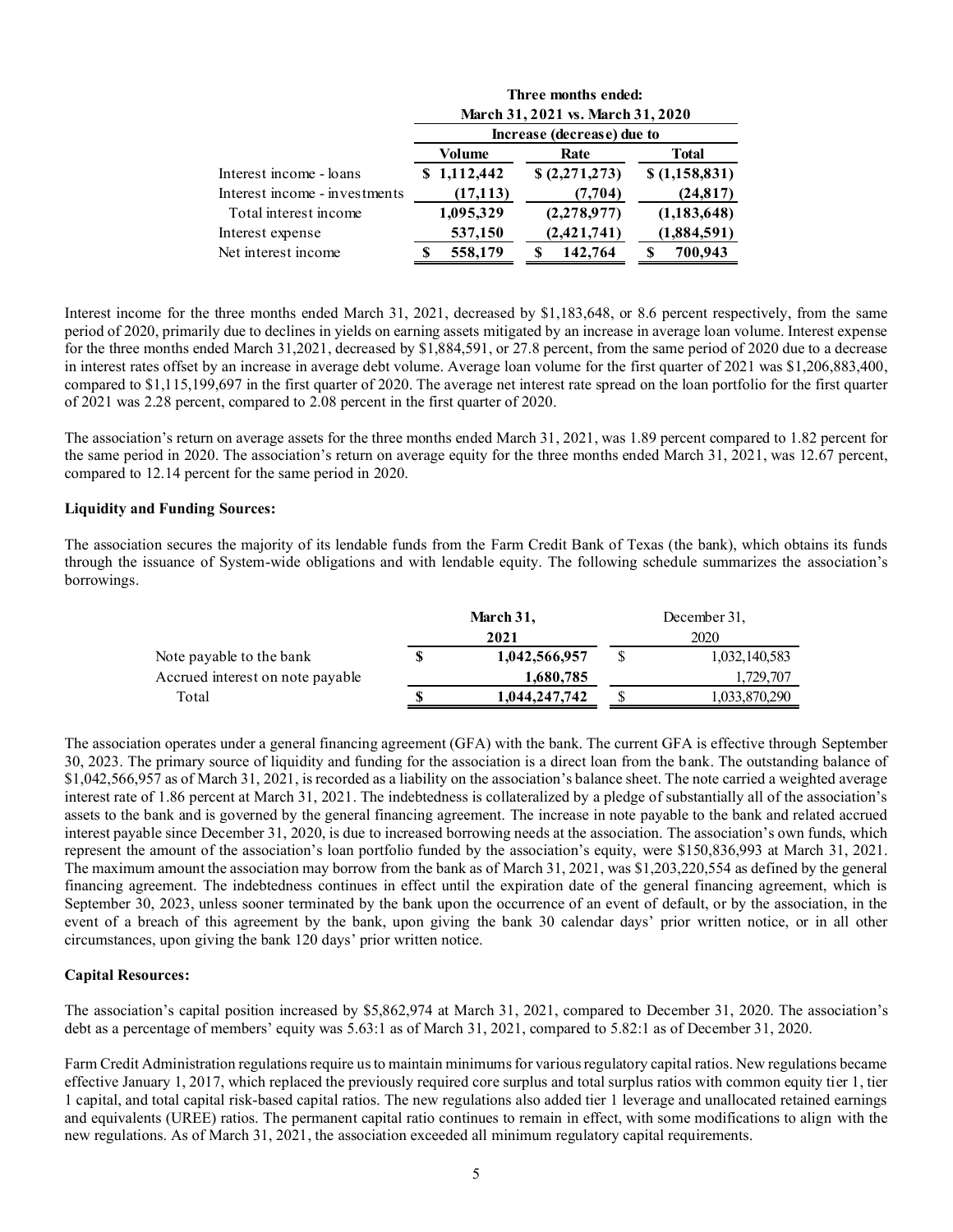| | Three months ended: March 31, 2021 vs. March 31, 2020 | | |
|---|---|---|---|
| | Increase (decrease) due to | | |
| | Volume | Rate | Total |
| Interest income - loans | $ 1,112,442 | $ (2,271,273) | $ (1,158,831) |
| Interest income - investments | (17,113) | (7,704) | (24,817) |
| Total interest income | 1,095,329 | (2,278,977) | (1,183,648) |
| Interest expense | 537,150 | (2,421,741) | (1,884,591) |
| Net interest income | $ 558,179 | $ 142,764 | $ 700,943 |

Interest income for the three months ended March 31, 2021, decreased by $1,183,648, or 8.6 percent respectively, from the same period of 2020, primarily due to declines in yields on earning assets mitigated by an increase in average loan volume. Interest expense for the three months ended March 31,2021, decreased by $1,884,591, or 27.8 percent, from the same period of 2020 due to a decrease in interest rates offset by an increase in average debt volume. Average loan volume for the first quarter of 2021 was $1,206,883,400, compared to $1,115,199,697 in the first quarter of 2020. The average net interest rate spread on the loan portfolio for the first quarter of 2021 was 2.28 percent, compared to 2.08 percent in the first quarter of 2020.

The association's return on average assets for the three months ended March 31, 2021, was 1.89 percent compared to 1.82 percent for the same period in 2020. The association's return on average equity for the three months ended March 31, 2021, was 12.67 percent, compared to 12.14 percent for the same period in 2020.

**Liquidity and Funding Sources:**

The association secures the majority of its lendable funds from the Farm Credit Bank of Texas (the bank), which obtains its funds through the issuance of System-wide obligations and with lendable equity. The following schedule summarizes the association's borrowings.

| | March 31, 2021 | December 31, 2020 |
|---|---|---|
| Note payable to the bank | $ 1,042,566,957 | $ 1,032,140,583 |
| Accrued interest on note payable | 1,680,785 | 1,729,707 |
| Total | $ 1,044,247,742 | $ 1,033,870,290 |

The association operates under a general financing agreement (GFA) with the bank. The current GFA is effective through September 30, 2023. The primary source of liquidity and funding for the association is a direct loan from the bank. The outstanding balance of $1,042,566,957 as of March 31, 2021, is recorded as a liability on the association's balance sheet. The note carried a weighted average interest rate of 1.86 percent at March 31, 2021. The indebtedness is collateralized by a pledge of substantially all of the association's assets to the bank and is governed by the general financing agreement. The increase in note payable to the bank and related accrued interest payable since December 31, 2020, is due to increased borrowing needs at the association. The association's own funds, which represent the amount of the association's loan portfolio funded by the association's equity, were $150,836,993 at March 31, 2021. The maximum amount the association may borrow from the bank as of March 31, 2021, was $1,203,220,554 as defined by the general financing agreement. The indebtedness continues in effect until the expiration date of the general financing agreement, which is September 30, 2023, unless sooner terminated by the bank upon the occurrence of an event of default, or by the association, in the event of a breach of this agreement by the bank, upon giving the bank 30 calendar days' prior written notice, or in all other circumstances, upon giving the bank 120 days' prior written notice.

**Capital Resources:**

The association's capital position increased by $5,862,974 at March 31, 2021, compared to December 31, 2020. The association's debt as a percentage of members' equity was 5.63:1 as of March 31, 2021, compared to 5.82:1 as of December 31, 2020.

Farm Credit Administration regulations require us to maintain minimums for various regulatory capital ratios. New regulations became effective January 1, 2017, which replaced the previously required core surplus and total surplus ratios with common equity tier 1, tier 1 capital, and total capital risk-based capital ratios. The new regulations also added tier 1 leverage and unallocated retained earnings and equivalents (UREE) ratios. The permanent capital ratio continues to remain in effect, with some modifications to align with the new regulations. As of March 31, 2021, the association exceeded all minimum regulatory capital requirements.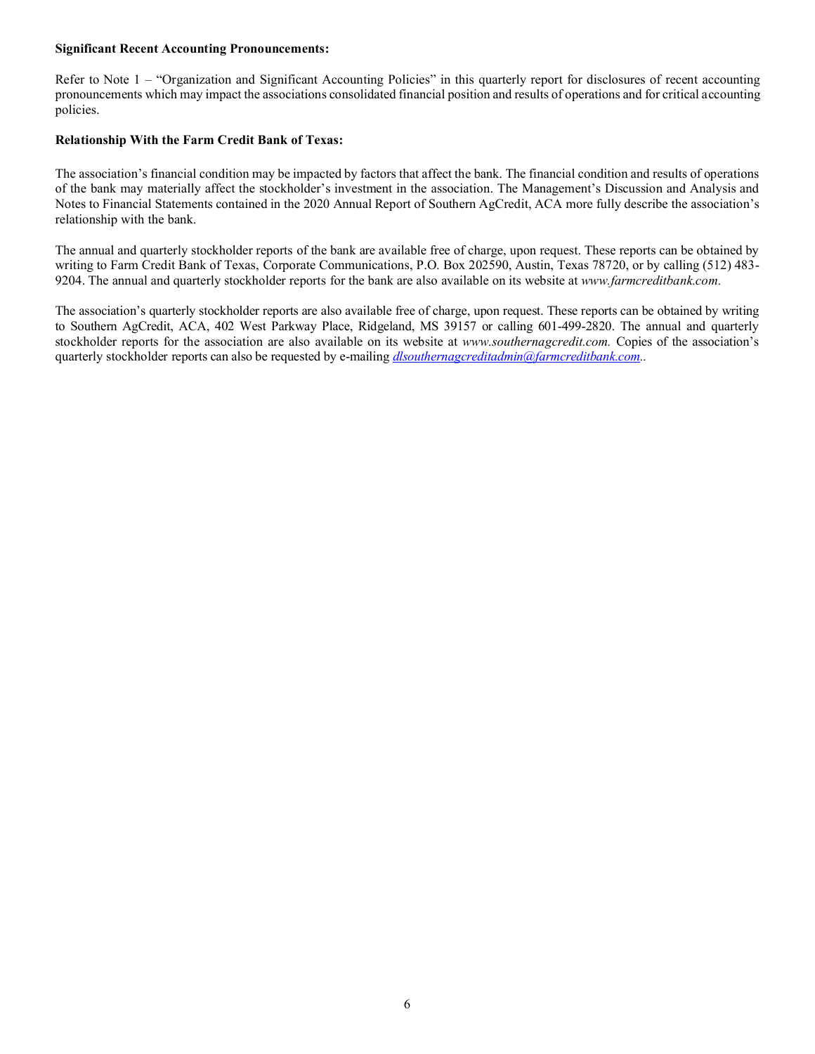**Significant Recent Accounting Pronouncements:**

Refer to Note 1 – "Organization and Significant Accounting Policies" in this quarterly report for disclosures of recent accounting pronouncements which may impact the associations consolidated financial position and results of operations and for critical accounting policies.

**Relationship With the Farm Credit Bank of Texas:**

The association's financial condition may be impacted by factors that affect the bank. The financial condition and results of operations of the bank may materially affect the stockholder's investment in the association. The Management's Discussion and Analysis and Notes to Financial Statements contained in the 2020 Annual Report of Southern AgCredit, ACA more fully describe the association's relationship with the bank.

The annual and quarterly stockholder reports of the bank are available free of charge, upon request. These reports can be obtained by writing to Farm Credit Bank of Texas, Corporate Communications, P.O. Box 202590, Austin, Texas 78720, or by calling (512) 483-9204. The annual and quarterly stockholder reports for the bank are also available on its website at *www.farmcreditbank.com.*

The association's quarterly stockholder reports are also available free of charge, upon request. These reports can be obtained by writing to Southern AgCredit, ACA, 402 West Parkway Place, Ridgeland, MS 39157 or calling 601-499-2820. The annual and quarterly stockholder reports for the association are also available on its website at *www.southernagcredit.com.* Copies of the association's quarterly stockholder reports can also be requested by e-mailing *dlsouthernagcreditadmin@farmcreditbank.com*..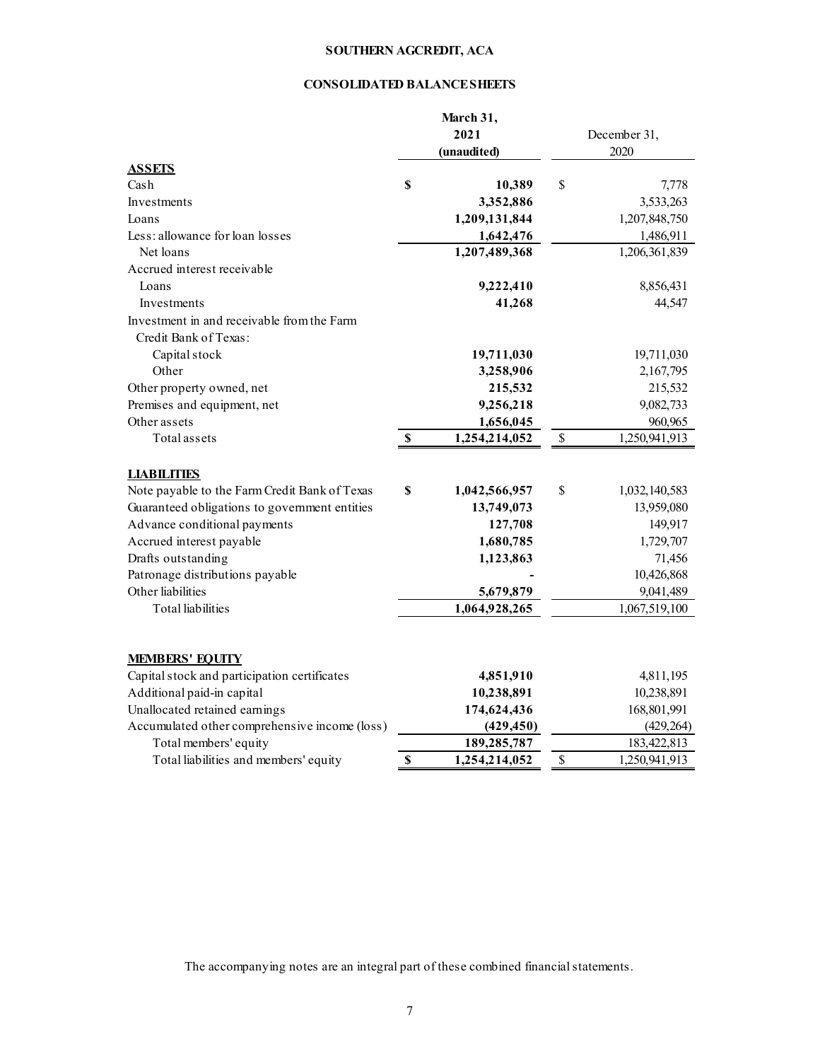# SOUTHERN AGCREDIT, ACA

## CONSOLIDATED BALANCE SHEETS

| | March 31, 2021 (unaudited) | December 31, 2020 |
|---|---|---|
| **ASSETS** | | |
| Cash | $ 10,389 | $ 7,778 |
| Investments | 3,352,886 | 3,533,263 |
| Loans | 1,209,131,844 | 1,207,848,750 |
| Less: allowance for loan losses | 1,642,476 | 1,486,911 |
| Net loans | 1,207,489,368 | 1,206,361,839 |
| Accrued interest receivable | | |
| Loans | 9,222,410 | 8,856,431 |
| Investments | 41,268 | 44,547 |
| Investment in and receivable from the Farm Credit Bank of Texas: | | |
| Capital stock | 19,711,030 | 19,711,030 |
| Other | 3,258,906 | 2,167,795 |
| Other property owned, net | 215,532 | 215,532 |
| Premises and equipment, net | 9,256,218 | 9,082,733 |
| Other assets | 1,656,045 | 960,965 |
| Total assets | $ 1,254,214,052 | $ 1,250,941,913 |
| **LIABILITIES** | | |
| Note payable to the Farm Credit Bank of Texas | $ 1,042,566,957 | $ 1,032,140,583 |
| Guaranteed obligations to government entities | 13,749,073 | 13,959,080 |
| Advance conditional payments | 127,708 | 149,917 |
| Accrued interest payable | 1,680,785 | 1,729,707 |
| Drafts outstanding | 1,123,863 | 71,456 |
| Patronage distributions payable | - | 10,426,868 |
| Other liabilities | 5,679,879 | 9,041,489 |
| Total liabilities | 1,064,928,265 | 1,067,519,100 |
| **MEMBERS' EQUITY** | | |
| Capital stock and participation certificates | 4,851,910 | 4,811,195 |
| Additional paid-in capital | 10,238,891 | 10,238,891 |
| Unallocated retained earnings | 174,624,436 | 168,801,991 |
| Accumulated other comprehensive income (loss) | (429,450) | (429,264) |
| Total members' equity | 189,285,787 | 183,422,813 |
| Total liabilities and members' equity | $ 1,254,214,052 | $ 1,250,941,913 |

The accompanying notes are an integral part of these combined financial statements.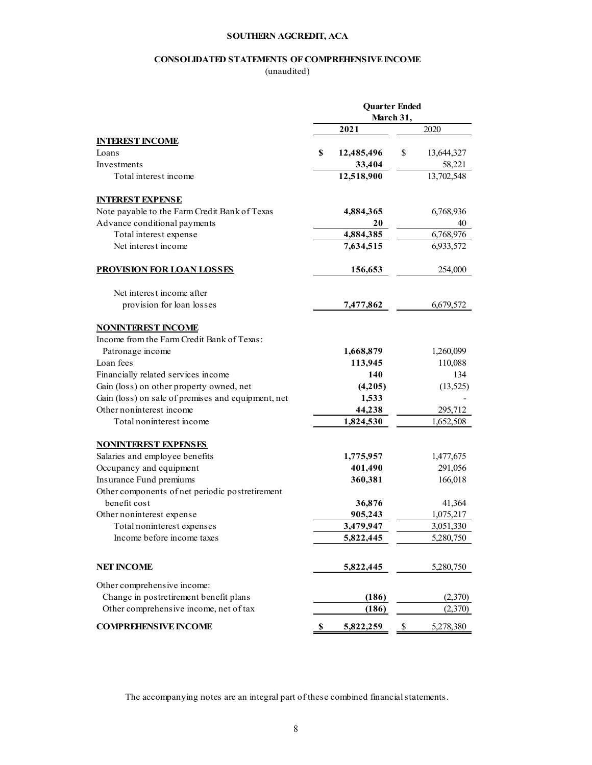**SOUTHERN AGCREDIT, ACA**

**CONSOLIDATED STATEMENTS OF COMPREHENSIVE INCOME**
(unaudited)

| | Quarter Ended March 31, | |
|---|---|---|
| | **2021** | 2020 |
| **INTEREST INCOME** | | |
| Loans | **$ 12,485,496** | $ 13,644,327 |
| Investments | **33,404** | 58,221 |
| Total interest income | **12,518,900** | 13,702,548 |
| **INTEREST EXPENSE** | | |
| Note payable to the Farm Credit Bank of Texas | **4,884,365** | 6,768,936 |
| Advance conditional payments | **20** | 40 |
| Total interest expense | **4,884,385** | 6,768,976 |
| Net interest income | **7,634,515** | 6,933,572 |
| **PROVISION FOR LOAN LOSSES** | **156,653** | 254,000 |
| Net interest income after provision for loan losses | **7,477,862** | 6,679,572 |
| **NONINTEREST INCOME** | | |
| Income from the Farm Credit Bank of Texas: | | |
| Patronage income | **1,668,879** | 1,260,099 |
| Loan fees | **113,945** | 110,088 |
| Financially related services income | **140** | 134 |
| Gain (loss) on other property owned, net | **(4,205)** | (13,525) |
| Gain (loss) on sale of premises and equipment, net | **1,533** | - |
| Other noninterest income | **44,238** | 295,712 |
| Total noninterest income | **1,824,530** | 1,652,508 |
| **NONINTEREST EXPENSES** | | |
| Salaries and employee benefits | **1,775,957** | 1,477,675 |
| Occupancy and equipment | **401,490** | 291,056 |
| Insurance Fund premiums | **360,381** | 166,018 |
| Other components of net periodic postretirement benefit cost | **36,876** | 41,364 |
| Other noninterest expense | **905,243** | 1,075,217 |
| Total noninterest expenses | **3,479,947** | 3,051,330 |
| Income before income taxes | **5,822,445** | 5,280,750 |
| **NET INCOME** | **5,822,445** | 5,280,750 |
| Other comprehensive income: | | |
| Change in postretirement benefit plans | **(186)** | (2,370) |
| Other comprehensive income, net of tax | **(186)** | (2,370) |
| **COMPREHENSIVE INCOME** | **$ 5,822,259** | $ 5,278,380 |

The accompanying notes are an integral part of these combined financial statements.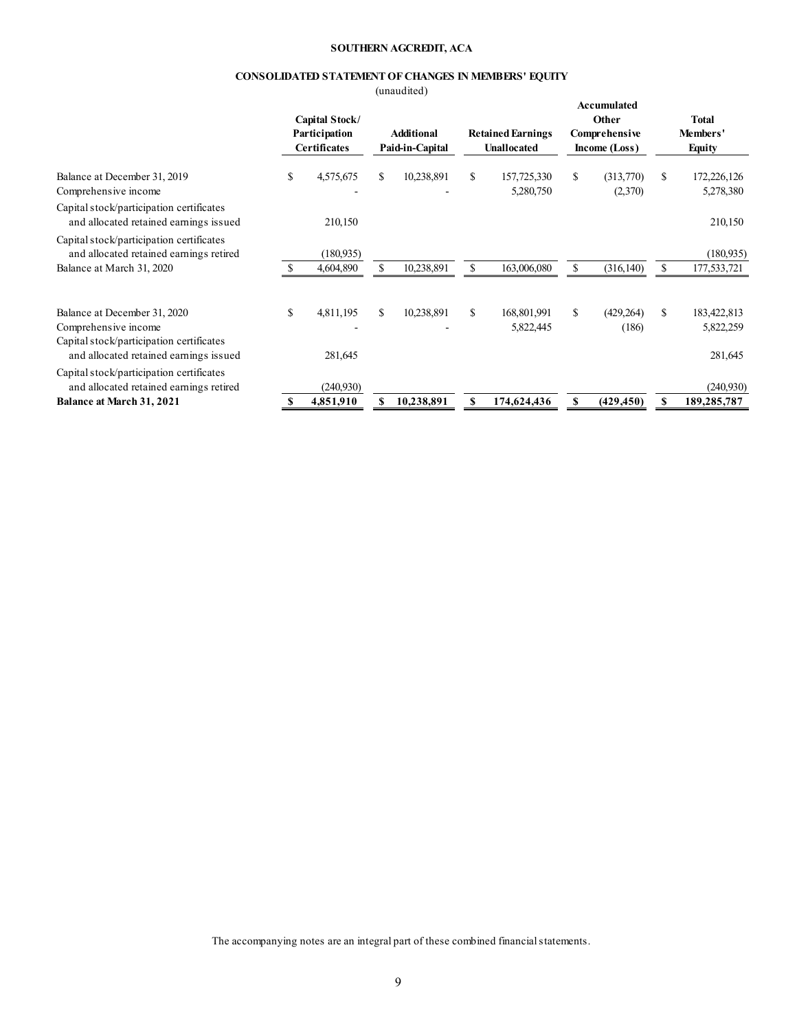**SOUTHERN AGCREDIT, ACA**

**CONSOLIDATED STATEMENT OF CHANGES IN MEMBERS' EQUITY**

(unaudited)

| | Capital Stock/ Participation Certificates | Additional Paid-in-Capital | Retained Earnings Unallocated | Accumulated Other Comprehensive Income (Loss) | Total Members' Equity |
|---|---|---|---|---|---|
| Balance at December 31, 2019 | $ 4,575,675 | $ 10,238,891 | $ 157,725,330 | $ (313,770) | $ 172,226,126 |
| Comprehensive income | - | - | 5,280,750 | (2,370) | 5,278,380 |
| Capital stock/participation certificates and allocated retained earnings issued | 210,150 | | | | 210,150 |
| Capital stock/participation certificates and allocated retained earnings retired | (180,935) | | | | (180,935) |
| Balance at March 31, 2020 | $ 4,604,890 | $ 10,238,891 | $ 163,006,080 | $ (316,140) | $ 177,533,721 |
| | | | | | |
| Balance at December 31, 2020 | $ 4,811,195 | $ 10,238,891 | $ 168,801,991 | $ (429,264) | $ 183,422,813 |
| Comprehensive income | - | - | 5,822,445 | (186) | 5,822,259 |
| Capital stock/participation certificates and allocated retained earnings issued | 281,645 | | | | 281,645 |
| Capital stock/participation certificates and allocated retained earnings retired | (240,930) | | | | (240,930) |
| **Balance at March 31, 2021** | **$ 4,851,910** | **$ 10,238,891** | **$ 174,624,436** | **$ (429,450)** | **$ 189,285,787** |

The accompanying notes are an integral part of these combined financial statements.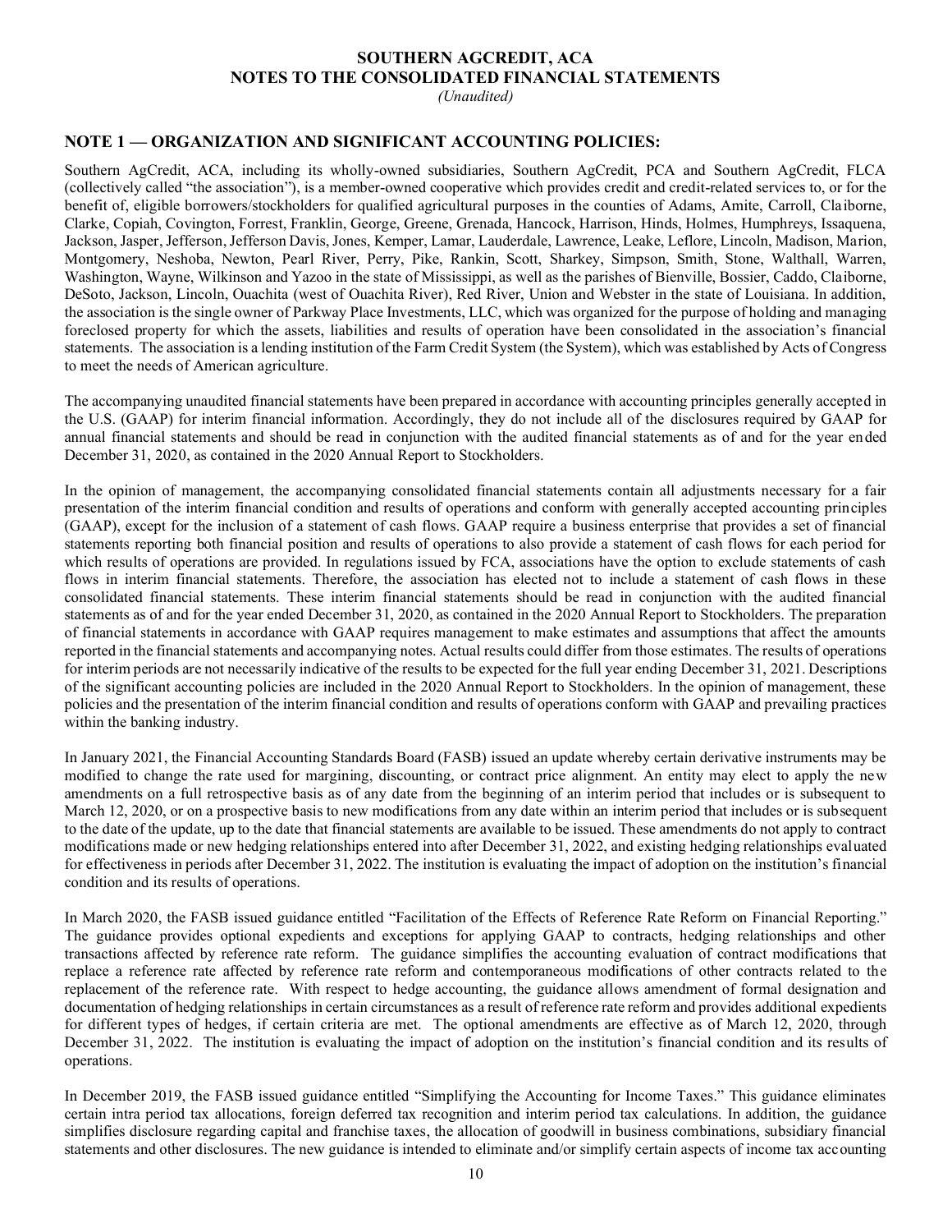**SOUTHERN AGCREDIT, ACA**
**NOTES TO THE CONSOLIDATED FINANCIAL STATEMENTS**
*(Unaudited)*

## NOTE 1 — ORGANIZATION AND SIGNIFICANT ACCOUNTING POLICIES:

Southern AgCredit, ACA, including its wholly-owned subsidiaries, Southern AgCredit, PCA and Southern AgCredit, FLCA (collectively called "the association"), is a member-owned cooperative which provides credit and credit-related services to, or for the benefit of, eligible borrowers/stockholders for qualified agricultural purposes in the counties of Adams, Amite, Carroll, Claiborne, Clarke, Copiah, Covington, Forrest, Franklin, George, Greene, Grenada, Hancock, Harrison, Hinds, Holmes, Humphreys, Issaquena, Jackson, Jasper, Jefferson, Jefferson Davis, Jones, Kemper, Lamar, Lauderdale, Lawrence, Leake, Leflore, Lincoln, Madison, Marion, Montgomery, Neshoba, Newton, Pearl River, Perry, Pike, Rankin, Scott, Sharkey, Simpson, Smith, Stone, Walthall, Warren, Washington, Wayne, Wilkinson and Yazoo in the state of Mississippi, as well as the parishes of Bienville, Bossier, Caddo, Claiborne, DeSoto, Jackson, Lincoln, Ouachita (west of Ouachita River), Red River, Union and Webster in the state of Louisiana. In addition, the association is the single owner of Parkway Place Investments, LLC, which was organized for the purpose of holding and managing foreclosed property for which the assets, liabilities and results of operation have been consolidated in the association's financial statements. The association is a lending institution of the Farm Credit System (the System), which was established by Acts of Congress to meet the needs of American agriculture.

The accompanying unaudited financial statements have been prepared in accordance with accounting principles generally accepted in the U.S. (GAAP) for interim financial information. Accordingly, they do not include all of the disclosures required by GAAP for annual financial statements and should be read in conjunction with the audited financial statements as of and for the year ended December 31, 2020, as contained in the 2020 Annual Report to Stockholders.

In the opinion of management, the accompanying consolidated financial statements contain all adjustments necessary for a fair presentation of the interim financial condition and results of operations and conform with generally accepted accounting principles (GAAP), except for the inclusion of a statement of cash flows. GAAP require a business enterprise that provides a set of financial statements reporting both financial position and results of operations to also provide a statement of cash flows for each period for which results of operations are provided. In regulations issued by FCA, associations have the option to exclude statements of cash flows in interim financial statements. Therefore, the association has elected not to include a statement of cash flows in these consolidated financial statements. These interim financial statements should be read in conjunction with the audited financial statements as of and for the year ended December 31, 2020, as contained in the 2020 Annual Report to Stockholders. The preparation of financial statements in accordance with GAAP requires management to make estimates and assumptions that affect the amounts reported in the financial statements and accompanying notes. Actual results could differ from those estimates. The results of operations for interim periods are not necessarily indicative of the results to be expected for the full year ending December 31, 2021. Descriptions of the significant accounting policies are included in the 2020 Annual Report to Stockholders. In the opinion of management, these policies and the presentation of the interim financial condition and results of operations conform with GAAP and prevailing practices within the banking industry.

In January 2021, the Financial Accounting Standards Board (FASB) issued an update whereby certain derivative instruments may be modified to change the rate used for margining, discounting, or contract price alignment. An entity may elect to apply the new amendments on a full retrospective basis as of any date from the beginning of an interim period that includes or is subsequent to March 12, 2020, or on a prospective basis to new modifications from any date within an interim period that includes or is subsequent to the date of the update, up to the date that financial statements are available to be issued. These amendments do not apply to contract modifications made or new hedging relationships entered into after December 31, 2022, and existing hedging relationships evaluated for effectiveness in periods after December 31, 2022. The institution is evaluating the impact of adoption on the institution's financial condition and its results of operations.

In March 2020, the FASB issued guidance entitled "Facilitation of the Effects of Reference Rate Reform on Financial Reporting." The guidance provides optional expedients and exceptions for applying GAAP to contracts, hedging relationships and other transactions affected by reference rate reform. The guidance simplifies the accounting evaluation of contract modifications that replace a reference rate affected by reference rate reform and contemporaneous modifications of other contracts related to the replacement of the reference rate. With respect to hedge accounting, the guidance allows amendment of formal designation and documentation of hedging relationships in certain circumstances as a result of reference rate reform and provides additional expedients for different types of hedges, if certain criteria are met. The optional amendments are effective as of March 12, 2020, through December 31, 2022. The institution is evaluating the impact of adoption on the institution's financial condition and its results of operations.

In December 2019, the FASB issued guidance entitled "Simplifying the Accounting for Income Taxes." This guidance eliminates certain intra period tax allocations, foreign deferred tax recognition and interim period tax calculations. In addition, the guidance simplifies disclosure regarding capital and franchise taxes, the allocation of goodwill in business combinations, subsidiary financial statements and other disclosures. The new guidance is intended to eliminate and/or simplify certain aspects of income tax accounting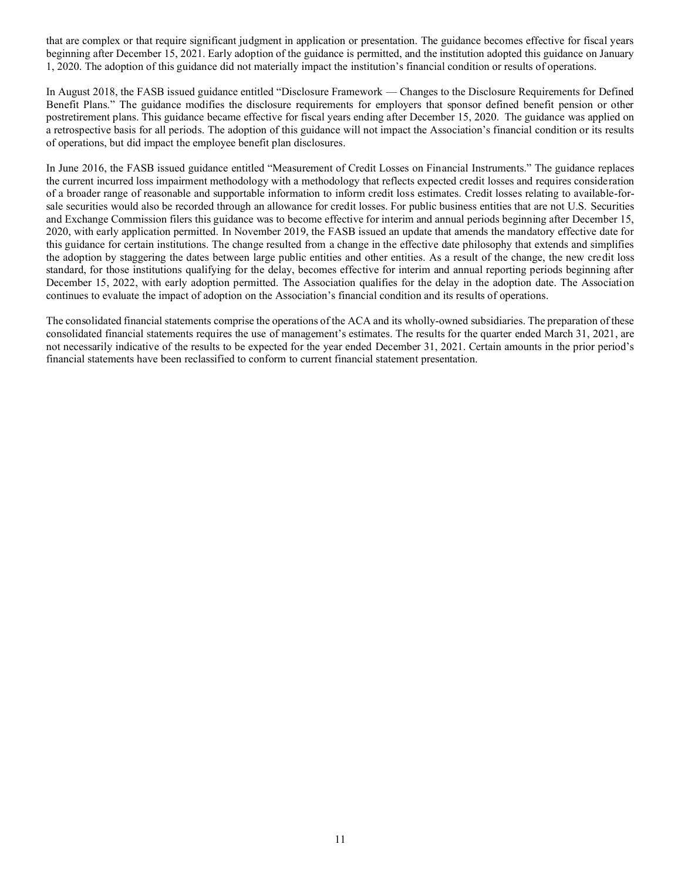that are complex or that require significant judgment in application or presentation. The guidance becomes effective for fiscal years beginning after December 15, 2021. Early adoption of the guidance is permitted, and the institution adopted this guidance on January 1, 2020. The adoption of this guidance did not materially impact the institution's financial condition or results of operations.

In August 2018, the FASB issued guidance entitled "Disclosure Framework — Changes to the Disclosure Requirements for Defined Benefit Plans." The guidance modifies the disclosure requirements for employers that sponsor defined benefit pension or other postretirement plans. This guidance became effective for fiscal years ending after December 15, 2020. The guidance was applied on a retrospective basis for all periods. The adoption of this guidance will not impact the Association's financial condition or its results of operations, but did impact the employee benefit plan disclosures.

In June 2016, the FASB issued guidance entitled "Measurement of Credit Losses on Financial Instruments." The guidance replaces the current incurred loss impairment methodology with a methodology that reflects expected credit losses and requires consideration of a broader range of reasonable and supportable information to inform credit loss estimates. Credit losses relating to available-for-sale securities would also be recorded through an allowance for credit losses. For public business entities that are not U.S. Securities and Exchange Commission filers this guidance was to become effective for interim and annual periods beginning after December 15, 2020, with early application permitted. In November 2019, the FASB issued an update that amends the mandatory effective date for this guidance for certain institutions. The change resulted from a change in the effective date philosophy that extends and simplifies the adoption by staggering the dates between large public entities and other entities. As a result of the change, the new credit loss standard, for those institutions qualifying for the delay, becomes effective for interim and annual reporting periods beginning after December 15, 2022, with early adoption permitted. The Association qualifies for the delay in the adoption date. The Association continues to evaluate the impact of adoption on the Association's financial condition and its results of operations.

The consolidated financial statements comprise the operations of the ACA and its wholly-owned subsidiaries. The preparation of these consolidated financial statements requires the use of management's estimates. The results for the quarter ended March 31, 2021, are not necessarily indicative of the results to be expected for the year ended December 31, 2021. Certain amounts in the prior period's financial statements have been reclassified to conform to current financial statement presentation.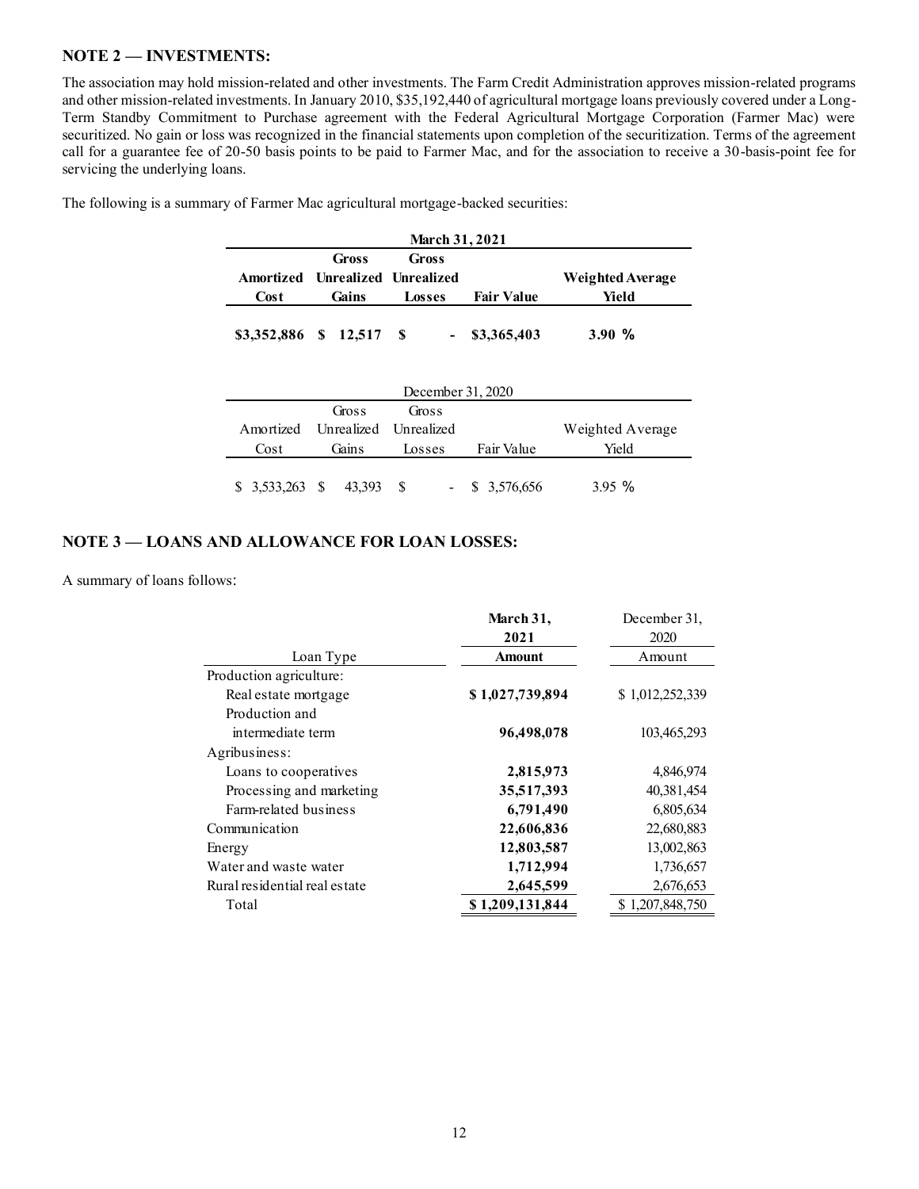## NOTE 2 — INVESTMENTS:

The association may hold mission-related and other investments. The Farm Credit Administration approves mission-related programs and other mission-related investments. In January 2010, $35,192,440 of agricultural mortgage loans previously covered under a Long-Term Standby Commitment to Purchase agreement with the Federal Agricultural Mortgage Corporation (Farmer Mac) were securitized. No gain or loss was recognized in the financial statements upon completion of the securitization. Terms of the agreement call for a guarantee fee of 20-50 basis points to be paid to Farmer Mac, and for the association to receive a 30-basis-point fee for servicing the underlying loans.

The following is a summary of Farmer Mac agricultural mortgage-backed securities:

| **March 31, 2021** | | | | |
|---|---|---|---|---|
| **Amortized Cost** | **Gross Unrealized Gains** | **Gross Unrealized Losses** | **Fair Value** | **Weighted Average Yield** |
| **$3,352,886** | **$ 12,517** | **$ -** | **$3,365,403** | **3.90 %** |

| December 31, 2020 | | | | |
|---|---|---|---|---|
| Amortized Cost | Gross Unrealized Gains | Gross Unrealized Losses | Fair Value | Weighted Average Yield |
| $ 3,533,263 | $ 43,393 | $ - | $ 3,576,656 | 3.95 % |

## NOTE 3 — LOANS AND ALLOWANCE FOR LOAN LOSSES:

A summary of loans follows:

| Loan Type | **March 31, 2021 Amount** | December 31, 2020 Amount |
|---|---|---|
| Production agriculture: | | |
| Real estate mortgage | **$ 1,027,739,894** | $ 1,012,252,339 |
| Production and intermediate term | **96,498,078** | 103,465,293 |
| Agribusiness: | | |
| Loans to cooperatives | **2,815,973** | 4,846,974 |
| Processing and marketing | **35,517,393** | 40,381,454 |
| Farm-related business | **6,791,490** | 6,805,634 |
| Communication | **22,606,836** | 22,680,883 |
| Energy | **12,803,587** | 13,002,863 |
| Water and waste water | **1,712,994** | 1,736,657 |
| Rural residential real estate | **2,645,599** | 2,676,653 |
| Total | **$ 1,209,131,844** | $ 1,207,848,750 |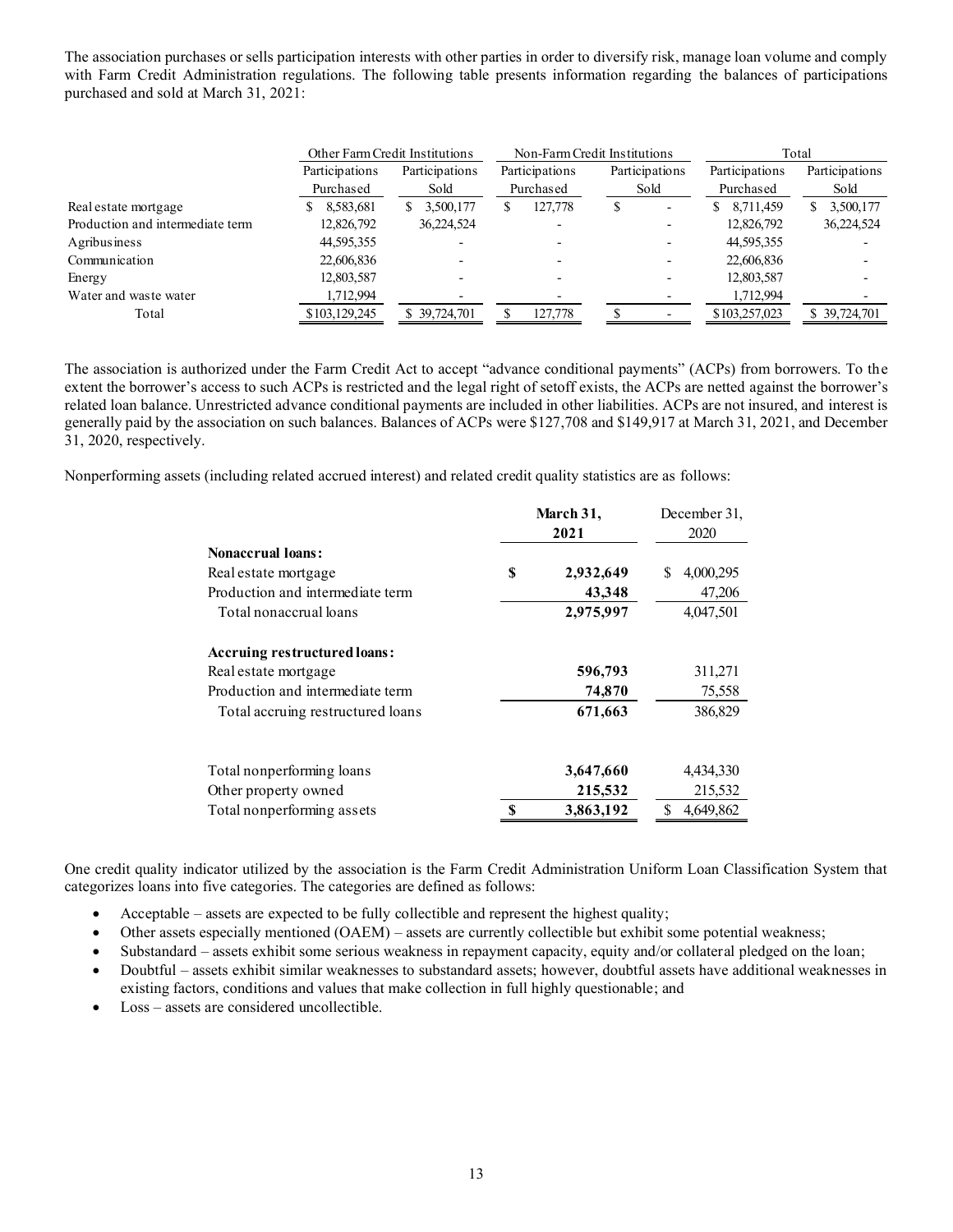The association purchases or sells participation interests with other parties in order to diversify risk, manage loan volume and comply with Farm Credit Administration regulations. The following table presents information regarding the balances of participations purchased and sold at March 31, 2021:

| | Other Farm Credit Institutions | | Non-Farm Credit Institutions | | Total | |
|---|---|---|---|---|---|---|
| | Participations Purchased | Participations Sold | Participations Purchased | Participations Sold | Participations Purchased | Participations Sold |
| Real estate mortgage | $ 8,583,681 | $ 3,500,177 | $ 127,778 | $ - | $ 8,711,459 | $ 3,500,177 |
| Production and intermediate term | 12,826,792 | 36,224,524 | - | - | 12,826,792 | 36,224,524 |
| Agribusiness | 44,595,355 | - | - | - | 44,595,355 | - |
| Communication | 22,606,836 | - | - | - | 22,606,836 | - |
| Energy | 12,803,587 | - | - | - | 12,803,587 | - |
| Water and waste water | 1,712,994 | - | - | - | 1,712,994 | - |
| Total | $103,129,245 | $ 39,724,701 | $ 127,778 | $ - | $103,257,023 | $ 39,724,701 |

The association is authorized under the Farm Credit Act to accept "advance conditional payments" (ACPs) from borrowers. To the extent the borrower's access to such ACPs is restricted and the legal right of setoff exists, the ACPs are netted against the borrower's related loan balance. Unrestricted advance conditional payments are included in other liabilities. ACPs are not insured, and interest is generally paid by the association on such balances. Balances of ACPs were $127,708 and $149,917 at March 31, 2021, and December 31, 2020, respectively.

Nonperforming assets (including related accrued interest) and related credit quality statistics are as follows:

| | **March 31, 2021** | December 31, 2020 |
|---|---|---|
| **Nonaccrual loans:** | | |
| Real estate mortgage | **$ 2,932,649** | $ 4,000,295 |
| Production and intermediate term | **43,348** | 47,206 |
| Total nonaccrual loans | **2,975,997** | 4,047,501 |
| **Accruing restructured loans:** | | |
| Real estate mortgage | **596,793** | 311,271 |
| Production and intermediate term | **74,870** | 75,558 |
| Total accruing restructured loans | **671,663** | 386,829 |
| Total nonperforming loans | **3,647,660** | 4,434,330 |
| Other property owned | **215,532** | 215,532 |
| Total nonperforming assets | **$ 3,863,192** | $ 4,649,862 |

One credit quality indicator utilized by the association is the Farm Credit Administration Uniform Loan Classification System that categorizes loans into five categories. The categories are defined as follows:

- Acceptable – assets are expected to be fully collectible and represent the highest quality;
- Other assets especially mentioned (OAEM) – assets are currently collectible but exhibit some potential weakness;
- Substandard – assets exhibit some serious weakness in repayment capacity, equity and/or collateral pledged on the loan;
- Doubtful – assets exhibit similar weaknesses to substandard assets; however, doubtful assets have additional weaknesses in existing factors, conditions and values that make collection in full highly questionable; and
- Loss – assets are considered uncollectible.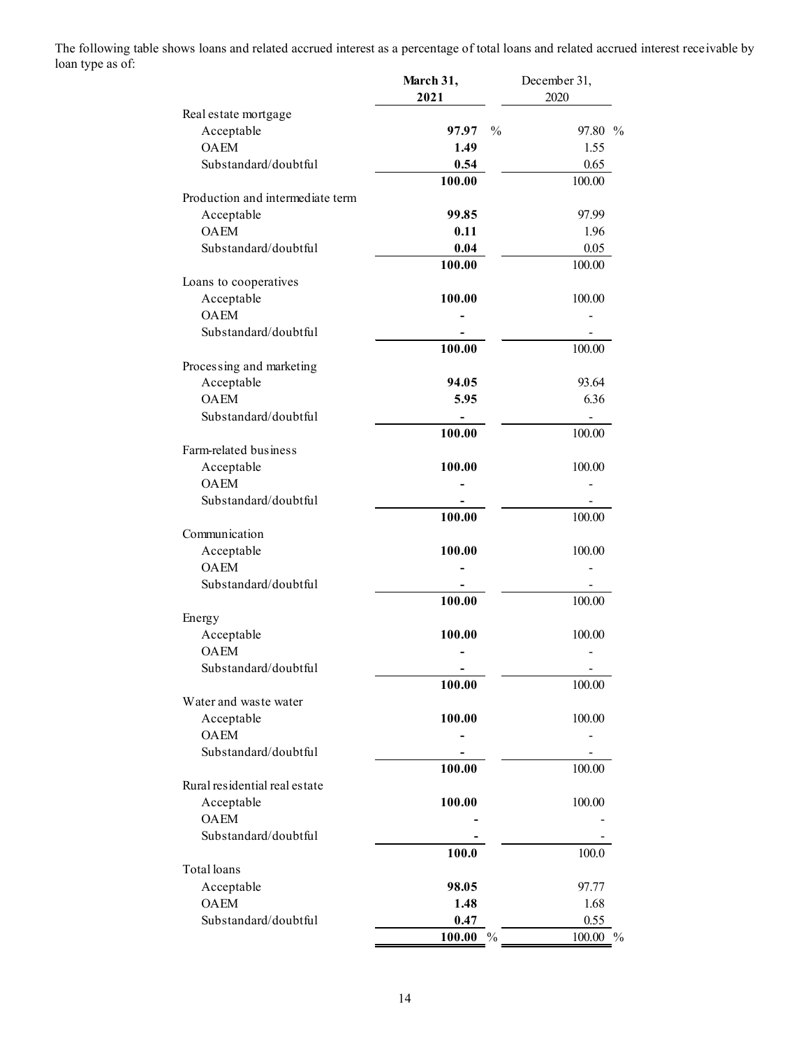The following table shows loans and related accrued interest as a percentage of total loans and related accrued interest receivable by loan type as of:

| | **March 31, 2021** | December 31, 2020 |
|---|---|---|
| Real estate mortgage | | |
| Acceptable | **97.97** % | 97.80 % |
| OAEM | **1.49** | 1.55 |
| Substandard/doubtful | **0.54** | 0.65 |
| | **100.00** | 100.00 |
| Production and intermediate term | | |
| Acceptable | **99.85** | 97.99 |
| OAEM | **0.11** | 1.96 |
| Substandard/doubtful | **0.04** | 0.05 |
| | **100.00** | 100.00 |
| Loans to cooperatives | | |
| Acceptable | **100.00** | 100.00 |
| OAEM | **-** | - |
| Substandard/doubtful | **-** | - |
| | **100.00** | 100.00 |
| Processing and marketing | | |
| Acceptable | **94.05** | 93.64 |
| OAEM | **5.95** | 6.36 |
| Substandard/doubtful | **-** | - |
| | **100.00** | 100.00 |
| Farm-related business | | |
| Acceptable | **100.00** | 100.00 |
| OAEM | **-** | - |
| Substandard/doubtful | **-** | - |
| | **100.00** | 100.00 |
| Communication | | |
| Acceptable | **100.00** | 100.00 |
| OAEM | **-** | - |
| Substandard/doubtful | **-** | - |
| | **100.00** | 100.00 |
| Energy | | |
| Acceptable | **100.00** | 100.00 |
| OAEM | **-** | - |
| Substandard/doubtful | **-** | - |
| | **100.00** | 100.00 |
| Water and waste water | | |
| Acceptable | **100.00** | 100.00 |
| OAEM | **-** | - |
| Substandard/doubtful | **-** | - |
| | **100.00** | 100.00 |
| Rural residential real estate | | |
| Acceptable | **100.00** | 100.00 |
| OAEM | **-** | - |
| Substandard/doubtful | **-** | - |
| | **100.0** | 100.0 |
| Total loans | | |
| Acceptable | **98.05** | 97.77 |
| OAEM | **1.48** | 1.68 |
| Substandard/doubtful | **0.47** | 0.55 |
| | **100.00** % | 100.00 % |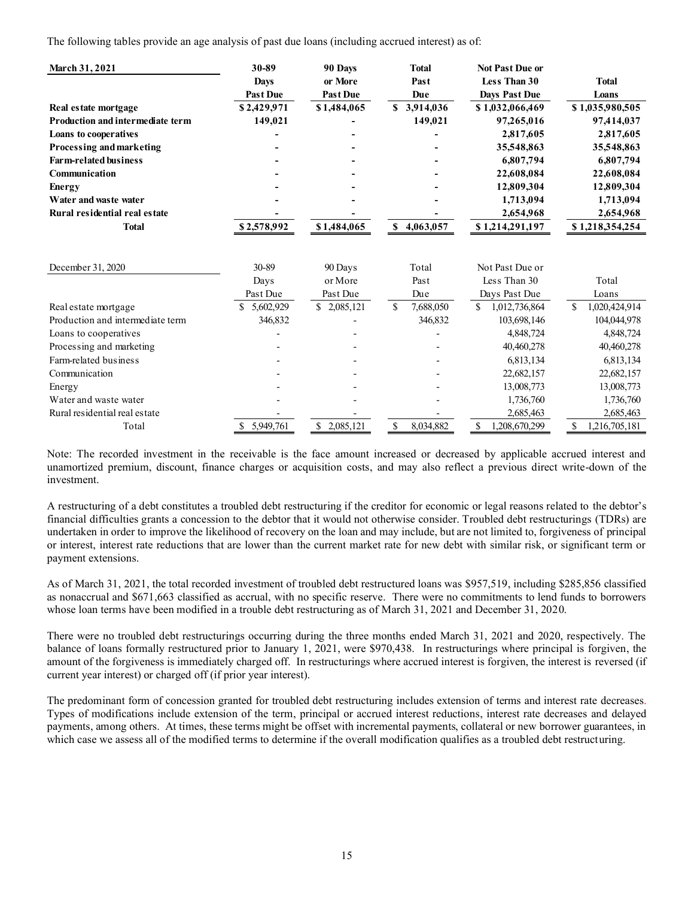The following tables provide an age analysis of past due loans (including accrued interest) as of:

| **March 31, 2021** | **30-89 Days Past Due** | **90 Days or More Past Due** | **Total Past Due** | **Not Past Due or Less Than 30 Days Past Due** | **Total Loans** |
|---|---|---|---|---|---|
| **Real estate mortgage** | **$ 2,429,971** | **$ 1,484,065** | **$ 3,914,036** | **$ 1,032,066,469** | **$ 1,035,980,505** |
| **Production and intermediate term** | **149,021** | **-** | **149,021** | **97,265,016** | **97,414,037** |
| **Loans to cooperatives** | **-** | **-** | **-** | **2,817,605** | **2,817,605** |
| **Processing and marketing** | **-** | **-** | **-** | **35,548,863** | **35,548,863** |
| **Farm-related business** | **-** | **-** | **-** | **6,807,794** | **6,807,794** |
| **Communication** | **-** | **-** | **-** | **22,608,084** | **22,608,084** |
| **Energy** | **-** | **-** | **-** | **12,809,304** | **12,809,304** |
| **Water and waste water** | **-** | **-** | **-** | **1,713,094** | **1,713,094** |
| **Rural residential real estate** | **-** | **-** | **-** | **2,654,968** | **2,654,968** |
| **Total** | **$ 2,578,992** | **$ 1,484,065** | **$ 4,063,057** | **$ 1,214,291,197** | **$ 1,218,354,254** |

| December 31, 2020 | 30-89 Days Past Due | 90 Days or More Past Due | Total Past Due | Not Past Due or Less Than 30 Days Past Due | Total Loans |
|---|---|---|---|---|---|
| Real estate mortgage | $ 5,602,929 | $ 2,085,121 | $ 7,688,050 | $ 1,012,736,864 | $ 1,020,424,914 |
| Production and intermediate term | 346,832 | - | 346,832 | 103,698,146 | 104,044,978 |
| Loans to cooperatives | - | - | - | 4,848,724 | 4,848,724 |
| Processing and marketing | - | - | - | 40,460,278 | 40,460,278 |
| Farm-related business | - | - | - | 6,813,134 | 6,813,134 |
| Communication | - | - | - | 22,682,157 | 22,682,157 |
| Energy | - | - | - | 13,008,773 | 13,008,773 |
| Water and waste water | - | - | - | 1,736,760 | 1,736,760 |
| Rural residential real estate | - | - | - | 2,685,463 | 2,685,463 |
| Total | $ 5,949,761 | $ 2,085,121 | $ 8,034,882 | $ 1,208,670,299 | $ 1,216,705,181 |

Note: The recorded investment in the receivable is the face amount increased or decreased by applicable accrued interest and unamortized premium, discount, finance charges or acquisition costs, and may also reflect a previous direct write-down of the investment.

A restructuring of a debt constitutes a troubled debt restructuring if the creditor for economic or legal reasons related to the debtor's financial difficulties grants a concession to the debtor that it would not otherwise consider. Troubled debt restructurings (TDRs) are undertaken in order to improve the likelihood of recovery on the loan and may include, but are not limited to, forgiveness of principal or interest, interest rate reductions that are lower than the current market rate for new debt with similar risk, or significant term or payment extensions.

As of March 31, 2021, the total recorded investment of troubled debt restructured loans was $957,519, including $285,856 classified as nonaccrual and $671,663 classified as accrual, with no specific reserve. There were no commitments to lend funds to borrowers whose loan terms have been modified in a trouble debt restructuring as of March 31, 2021 and December 31, 2020.

There were no troubled debt restructurings occurring during the three months ended March 31, 2021 and 2020, respectively. The balance of loans formally restructured prior to January 1, 2021, were $970,438. In restructurings where principal is forgiven, the amount of the forgiveness is immediately charged off. In restructurings where accrued interest is forgiven, the interest is reversed (if current year interest) or charged off (if prior year interest).

The predominant form of concession granted for troubled debt restructuring includes extension of terms and interest rate decreases. Types of modifications include extension of the term, principal or accrued interest reductions, interest rate decreases and delayed payments, among others. At times, these terms might be offset with incremental payments, collateral or new borrower guarantees, in which case we assess all of the modified terms to determine if the overall modification qualifies as a troubled debt restructuring.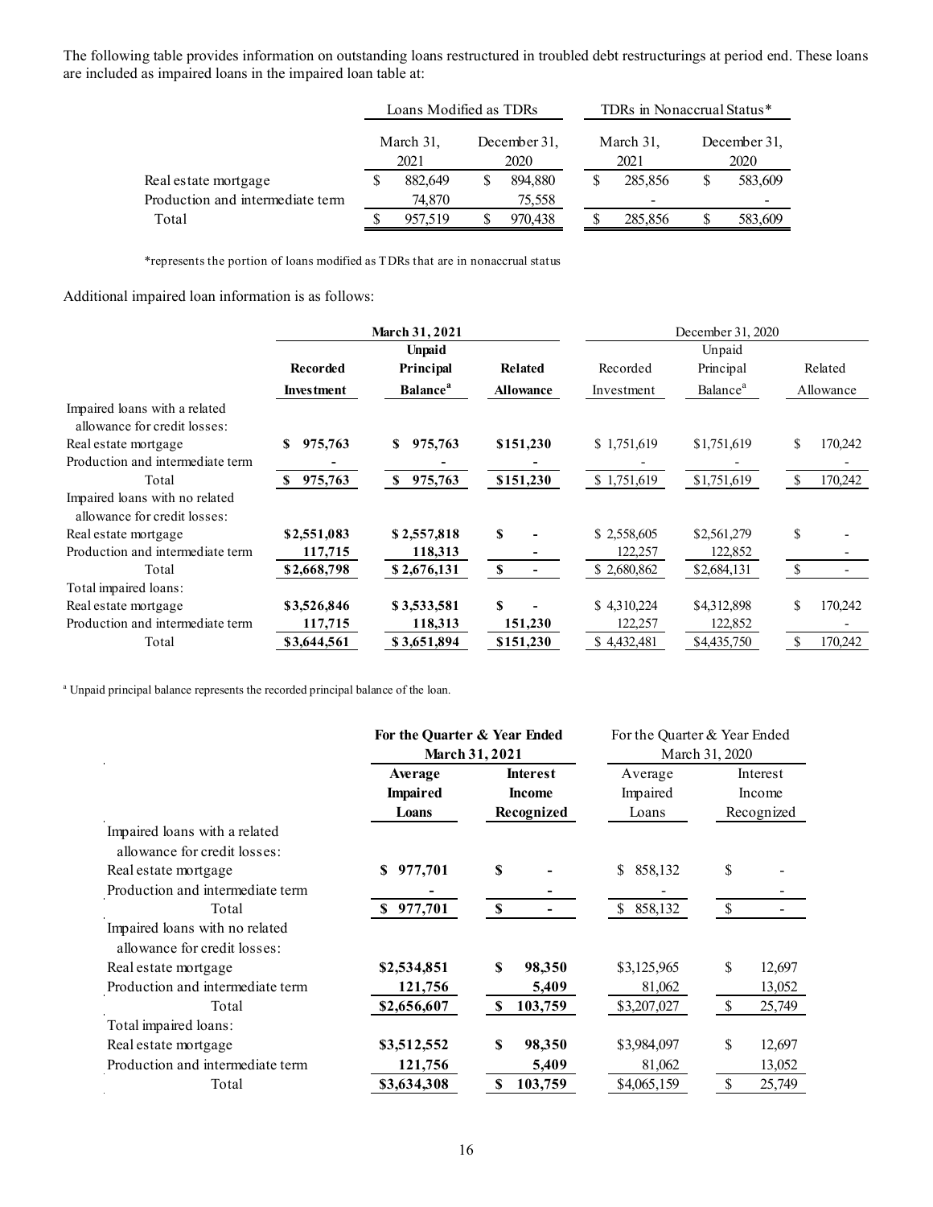The following table provides information on outstanding loans restructured in troubled debt restructurings at period end. These loans are included as impaired loans in the impaired loan table at:

| | Loans Modified as TDRs | | TDRs in Nonaccrual Status* | |
|---|---|---|---|---|
| | March 31, 2021 | December 31, 2020 | March 31, 2021 | December 31, 2020 |
| Real estate mortgage | $ 882,649 | $ 894,880 | $ 285,856 | $ 583,609 |
| Production and intermediate term | 74,870 | 75,558 | - | - |
| Total | $ 957,519 | $ 970,438 | $ 285,856 | $ 583,609 |

*represents the portion of loans modified as TDRs that are in nonaccrual status

Additional impaired loan information is as follows:

| | **March 31, 2021** | | | December 31, 2020 | | |
|---|---|---|---|---|---|---|
| | **Recorded Investment** | **Unpaid Principal Balance[a]** | **Related Allowance** | Recorded Investment | Unpaid Principal Balance[a] | Related Allowance |
| Impaired loans with a related allowance for credit losses: | | | | | | |
| Real estate mortgage | **$ 975,763** | **$ 975,763** | **$151,230** | $ 1,751,619 | $1,751,619 | $ 170,242 |
| Production and intermediate term | **-** | **-** | **-** | - | - | - |
| Total | **$ 975,763** | **$ 975,763** | **$151,230** | $ 1,751,619 | $1,751,619 | $ 170,242 |
| Impaired loans with no related allowance for credit losses: | | | | | | |
| Real estate mortgage | **$2,551,083** | **$ 2,557,818** | **$ -** | $ 2,558,605 | $2,561,279 | $ - |
| Production and intermediate term | **117,715** | **118,313** | **-** | 122,257 | 122,852 | - |
| Total | **$2,668,798** | **$ 2,676,131** | **$ -** | $ 2,680,862 | $2,684,131 | $ - |
| Total impaired loans: | | | | | | |
| Real estate mortgage | **$3,526,846** | **$ 3,533,581** | **$ -** | $ 4,310,224 | $4,312,898 | $ 170,242 |
| Production and intermediate term | **117,715** | **118,313** | **151,230** | 122,257 | 122,852 | - |
| Total | **$3,644,561** | **$ 3,651,894** | **$151,230** | $ 4,432,481 | $4,435,750 | $ 170,242 |

[a] Unpaid principal balance represents the recorded principal balance of the loan.

| | **For the Quarter & Year Ended March 31, 2021** | | For the Quarter & Year Ended March 31, 2020 | |
|---|---|---|---|---|
| | **Average Impaired Loans** | **Interest Income Recognized** | Average Impaired Loans | Interest Income Recognized |
| Impaired loans with a related allowance for credit losses: | | | | |
| Real estate mortgage | **$ 977,701** | **$ -** | $ 858,132 | $ - |
| Production and intermediate term | **-** | **-** | - | - |
| Total | **$ 977,701** | **$ -** | $ 858,132 | $ - |
| Impaired loans with no related allowance for credit losses: | | | | |
| Real estate mortgage | **$2,534,851** | **$ 98,350** | $3,125,965 | $ 12,697 |
| Production and intermediate term | **121,756** | **5,409** | 81,062 | 13,052 |
| Total | **$2,656,607** | **$ 103,759** | $3,207,027 | $ 25,749 |
| Total impaired loans: | | | | |
| Real estate mortgage | **$3,512,552** | **$ 98,350** | $3,984,097 | $ 12,697 |
| Production and intermediate term | **121,756** | **5,409** | 81,062 | 13,052 |
| Total | **$3,634,308** | **$ 103,759** | $4,065,159 | $ 25,749 |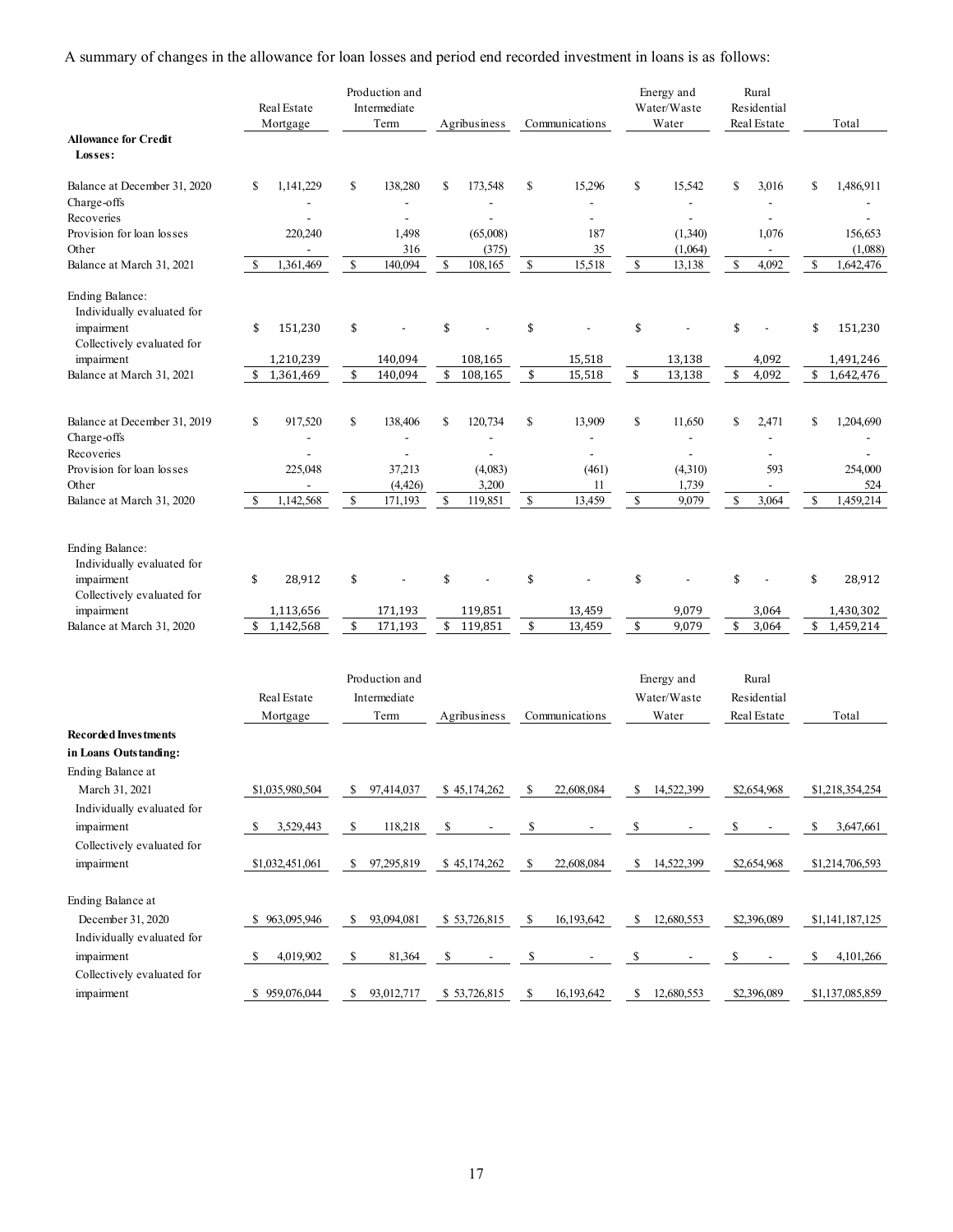A summary of changes in the allowance for loan losses and period end recorded investment in loans is as follows:

| | Real Estate Mortgage | Production and Intermediate Term | Agribusiness | Communications | Energy and Water/Waste Water | Rural Residential Real Estate | Total |
|---|---|---|---|---|---|---|---|
| **Allowance for Credit Losses:** | | | | | | | |
| Balance at December 31, 2020 | $ 1,141,229 | $ 138,280 | $ 173,548 | $ 15,296 | $ 15,542 | $ 3,016 | $ 1,486,911 |
| Charge-offs | - | - | - | - | - | - | - |
| Recoveries | - | - | - | - | - | - | - |
| Provision for loan losses | 220,240 | 1,498 | (65,008) | 187 | (1,340) | 1,076 | 156,653 |
| Other | - | 316 | (375) | 35 | (1,064) | - | (1,088) |
| Balance at March 31, 2021 | $ 1,361,469 | $ 140,094 | $ 108,165 | $ 15,518 | $ 13,138 | $ 4,092 | $ 1,642,476 |
| Ending Balance: | | | | | | | |
| Individually evaluated for impairment | $ 151,230 | $ - | $ - | $ - | $ - | $ - | $ 151,230 |
| Collectively evaluated for impairment | 1,210,239 | 140,094 | 108,165 | 15,518 | 13,138 | 4,092 | 1,491,246 |
| Balance at March 31, 2021 | $ 1,361,469 | $ 140,094 | $ 108,165 | $ 15,518 | $ 13,138 | $ 4,092 | $ 1,642,476 |
| Balance at December 31, 2019 | $ 917,520 | $ 138,406 | $ 120,734 | $ 13,909 | $ 11,650 | $ 2,471 | $ 1,204,690 |
| Charge-offs | - | - | - | - | - | - | - |
| Recoveries | - | - | - | - | - | - | - |
| Provision for loan losses | 225,048 | 37,213 | (4,083) | (461) | (4,310) | 593 | 254,000 |
| Other | - | (4,426) | 3,200 | 11 | 1,739 | - | 524 |
| Balance at March 31, 2020 | $ 1,142,568 | $ 171,193 | $ 119,851 | $ 13,459 | $ 9,079 | $ 3,064 | $ 1,459,214 |
| Ending Balance: | | | | | | | |
| Individually evaluated for impairment | $ 28,912 | $ - | $ - | $ - | $ - | $ - | $ 28,912 |
| Collectively evaluated for impairment | 1,113,656 | 171,193 | 119,851 | 13,459 | 9,079 | 3,064 | 1,430,302 |
| Balance at March 31, 2020 | $ 1,142,568 | $ 171,193 | $ 119,851 | $ 13,459 | $ 9,079 | $ 3,064 | $ 1,459,214 |

| | Real Estate Mortgage | Production and Intermediate Term | Agribusiness | Communications | Energy and Water/Waste Water | Rural Residential Real Estate | Total |
|---|---|---|---|---|---|---|---|
| **Recorded Investments in Loans Outstanding:** | | | | | | | |
| Ending Balance at March 31, 2021 | $1,035,980,504 | $ 97,414,037 | $ 45,174,262 | $ 22,608,084 | $ 14,522,399 | $2,654,968 | $1,218,354,254 |
| Individually evaluated for impairment | $ 3,529,443 | $ 118,218 | $ - | $ - | $ - | $ - | $ 3,647,661 |
| Collectively evaluated for impairment | $1,032,451,061 | $ 97,295,819 | $ 45,174,262 | $ 22,608,084 | $ 14,522,399 | $2,654,968 | $1,214,706,593 |
| Ending Balance at December 31, 2020 | $ 963,095,946 | $ 93,094,081 | $ 53,726,815 | $ 16,193,642 | $ 12,680,553 | $2,396,089 | $1,141,187,125 |
| Individually evaluated for impairment | $ 4,019,902 | $ 81,364 | $ - | $ - | $ - | $ - | $ 4,101,266 |
| Collectively evaluated for impairment | $ 959,076,044 | $ 93,012,717 | $ 53,726,815 | $ 16,193,642 | $ 12,680,553 | $2,396,089 | $1,137,085,859 |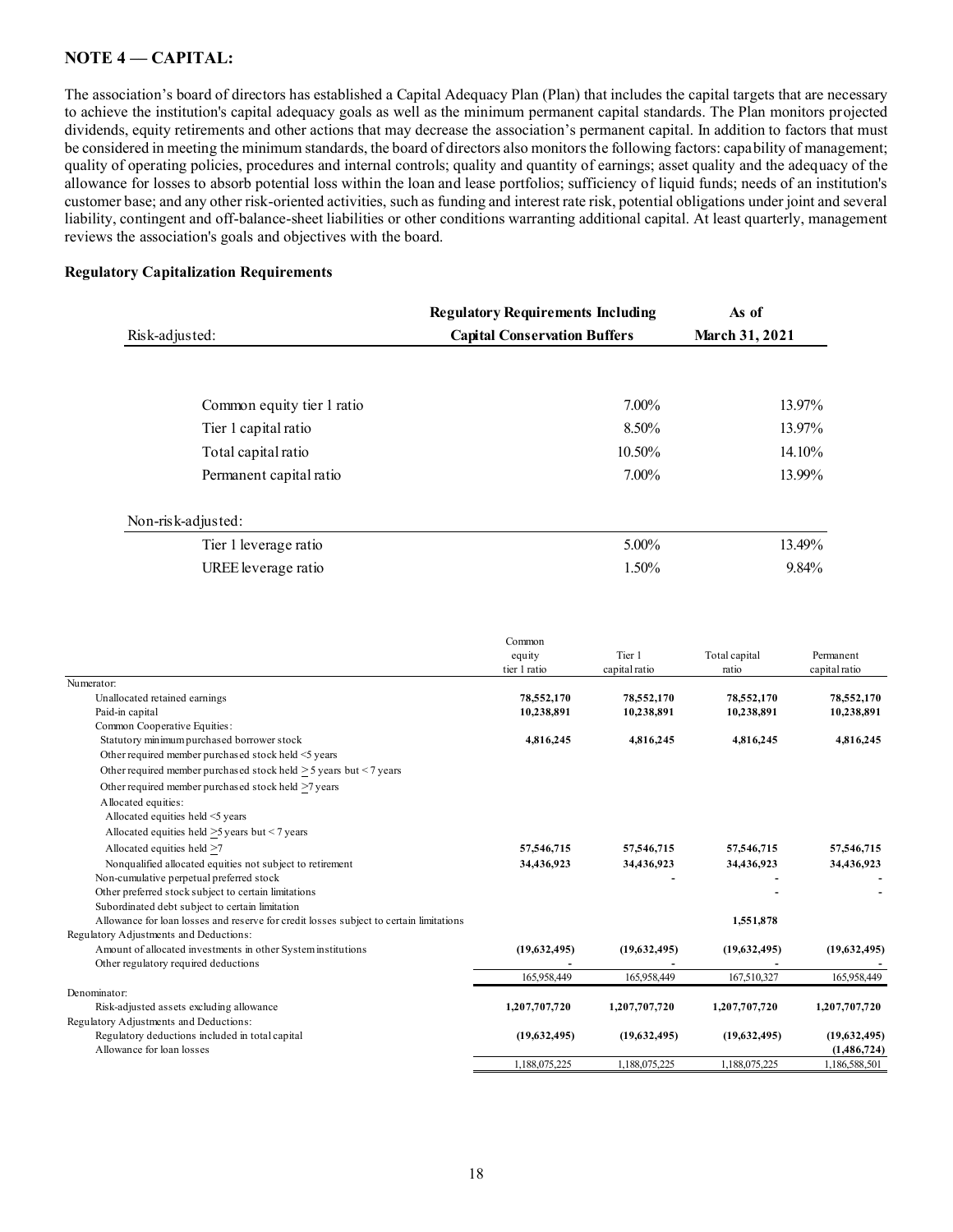## NOTE 4 — CAPITAL:

The association's board of directors has established a Capital Adequacy Plan (Plan) that includes the capital targets that are necessary to achieve the institution's capital adequacy goals as well as the minimum permanent capital standards. The Plan monitors projected dividends, equity retirements and other actions that may decrease the association's permanent capital. In addition to factors that must be considered in meeting the minimum standards, the board of directors also monitors the following factors: capability of management; quality of operating policies, procedures and internal controls; quality and quantity of earnings; asset quality and the adequacy of the allowance for losses to absorb potential loss within the loan and lease portfolios; sufficiency of liquid funds; needs of an institution's customer base; and any other risk-oriented activities, such as funding and interest rate risk, potential obligations under joint and several liability, contingent and off-balance-sheet liabilities or other conditions warranting additional capital. At least quarterly, management reviews the association's goals and objectives with the board.

### Regulatory Capitalization Requirements

| Risk-adjusted: | Regulatory Requirements Including Capital Conservation Buffers | As of March 31, 2021 |
|---|---|---|
| Common equity tier 1 ratio | 7.00% | 13.97% |
| Tier 1 capital ratio | 8.50% | 13.97% |
| Total capital ratio | 10.50% | 14.10% |
| Permanent capital ratio | 7.00% | 13.99% |
| **Non-risk-adjusted:** | | |
| Tier 1 leverage ratio | 5.00% | 13.49% |
| UREE leverage ratio | 1.50% | 9.84% |

| | Common equity tier 1 ratio | Tier 1 capital ratio | Total capital ratio | Permanent capital ratio |
|---|---|---|---|---|
| Numerator: | | | | |
| Unallocated retained earnings | **78,552,170** | **78,552,170** | **78,552,170** | **78,552,170** |
| Paid-in capital | **10,238,891** | **10,238,891** | **10,238,891** | **10,238,891** |
| Common Cooperative Equities: | | | | |
| Statutory minimum purchased borrower stock | **4,816,245** | **4,816,245** | **4,816,245** | **4,816,245** |
| Other required member purchased stock held <5 years | | | | |
| Other required member purchased stock held ≥ 5 years but < 7 years | | | | |
| Other required member purchased stock held ≥7 years | | | | |
| Allocated equities: | | | | |
| Allocated equities held <5 years | | | | |
| Allocated equities held ≥5 years but < 7 years | | | | |
| Allocated equities held ≥7 | **57,546,715** | **57,546,715** | **57,546,715** | **57,546,715** |
| Nonqualified allocated equities not subject to retirement | **34,436,923** | **34,436,923** | **34,436,923** | **34,436,923** |
| Non-cumulative perpetual preferred stock | | - | - | - |
| Other preferred stock subject to certain limitations | | | - | - |
| Subordinated debt subject to certain limitation | | | | |
| Allowance for loan losses and reserve for credit losses subject to certain limitations | | | **1,551,878** | |
| Regulatory Adjustments and Deductions: | | | | |
| Amount of allocated investments in other System institutions | **(19,632,495)** | **(19,632,495)** | **(19,632,495)** | **(19,632,495)** |
| Other regulatory required deductions | - | - | - | - |
| | 165,958,449 | 165,958,449 | 167,510,327 | 165,958,449 |
| Denominator: | | | | |
| Risk-adjusted assets excluding allowance | **1,207,707,720** | **1,207,707,720** | **1,207,707,720** | **1,207,707,720** |
| Regulatory Adjustments and Deductions: | | | | |
| Regulatory deductions included in total capital | **(19,632,495)** | **(19,632,495)** | **(19,632,495)** | **(19,632,495)** |
| Allowance for loan losses | | | | **(1,486,724)** |
| | 1,188,075,225 | 1,188,075,225 | 1,188,075,225 | 1,186,588,501 |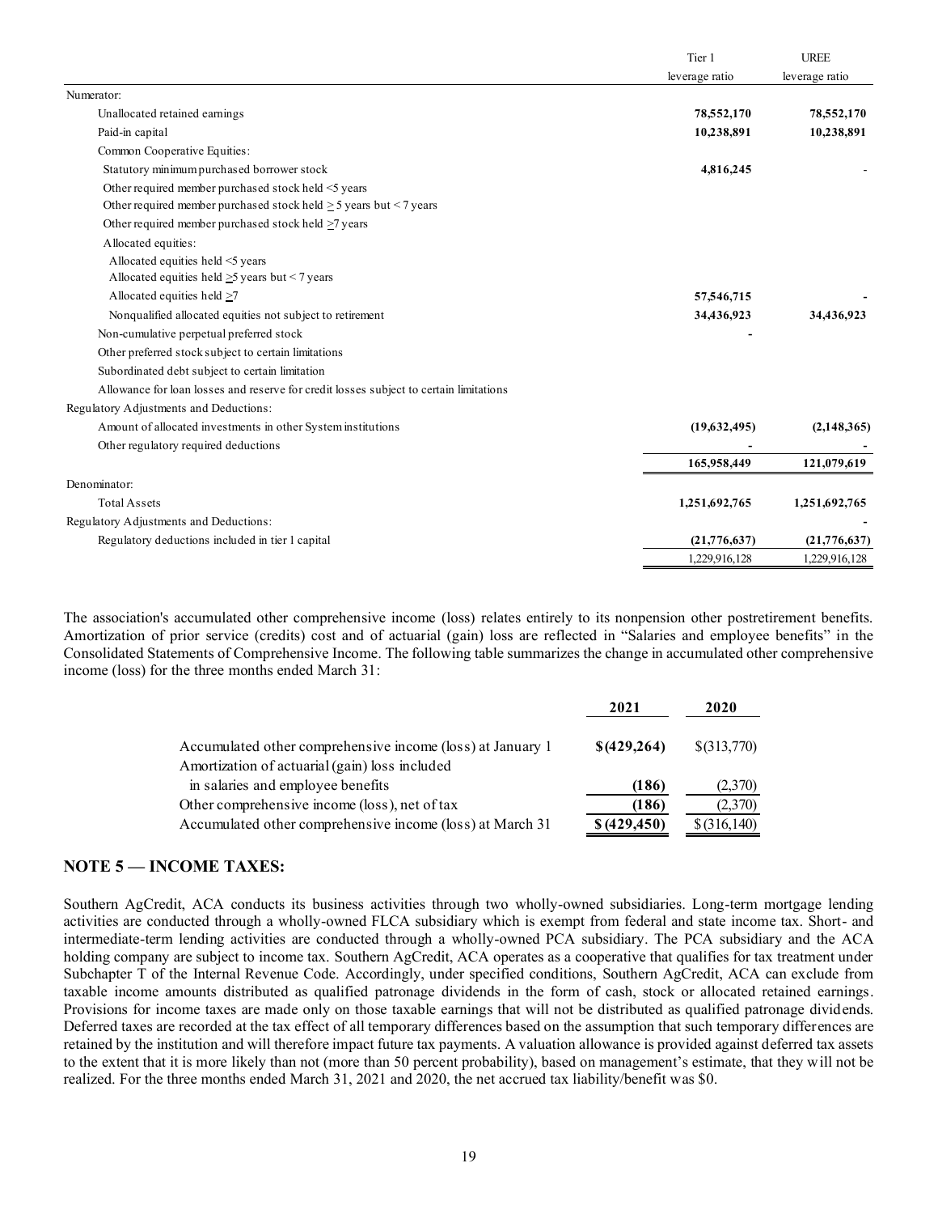| | Tier 1 leverage ratio | UREE leverage ratio |
|---|---|---|
| Numerator: | | |
| Unallocated retained earnings | **78,552,170** | **78,552,170** |
| Paid-in capital | **10,238,891** | **10,238,891** |
| Common Cooperative Equities: | | |
| Statutory minimum purchased borrower stock | **4,816,245** | - |
| Other required member purchased stock held <5 years | | |
| Other required member purchased stock held ≥ 5 years but < 7 years | | |
| Other required member purchased stock held ≥7 years | | |
| Allocated equities: | | |
| Allocated equities held <5 years | | |
| Allocated equities held ≥5 years but < 7 years | | |
| Allocated equities held ≥7 | **57,546,715** | **-** |
| Nonqualified allocated equities not subject to retirement | **34,436,923** | **34,436,923** |
| Non-cumulative perpetual preferred stock | **-** | |
| Other preferred stock subject to certain limitations | | |
| Subordinated debt subject to certain limitation | | |
| Allowance for loan losses and reserve for credit losses subject to certain limitations | | |
| Regulatory Adjustments and Deductions: | | |
| Amount of allocated investments in other System institutions | **(19,632,495)** | **(2,148,365)** |
| Other regulatory required deductions | **-** | **-** |
| | **165,958,449** | **121,079,619** |
| Denominator: | | |
| Total Assets | **1,251,692,765** | **1,251,692,765** |
| Regulatory Adjustments and Deductions: | | **-** |
| Regulatory deductions included in tier 1 capital | **(21,776,637)** | **(21,776,637)** |
| | 1,229,916,128 | 1,229,916,128 |

The association's accumulated other comprehensive income (loss) relates entirely to its nonpension other postretirement benefits. Amortization of prior service (credits) cost and of actuarial (gain) loss are reflected in "Salaries and employee benefits" in the Consolidated Statements of Comprehensive Income. The following table summarizes the change in accumulated other comprehensive income (loss) for the three months ended March 31:

| | 2021 | 2020 |
|---|---|---|
| Accumulated other comprehensive income (loss) at January 1 | **$(429,264)** | $(313,770) |
| Amortization of actuarial (gain) loss included in salaries and employee benefits | **(186)** | (2,370) |
| Other comprehensive income (loss), net of tax | **(186)** | (2,370) |
| Accumulated other comprehensive income (loss) at March 31 | **$ (429,450)** | $ (316,140) |

## NOTE 5 — INCOME TAXES:

Southern AgCredit, ACA conducts its business activities through two wholly-owned subsidiaries. Long-term mortgage lending activities are conducted through a wholly-owned FLCA subsidiary which is exempt from federal and state income tax. Short- and intermediate-term lending activities are conducted through a wholly-owned PCA subsidiary. The PCA subsidiary and the ACA holding company are subject to income tax. Southern AgCredit, ACA operates as a cooperative that qualifies for tax treatment under Subchapter T of the Internal Revenue Code. Accordingly, under specified conditions, Southern AgCredit, ACA can exclude from taxable income amounts distributed as qualified patronage dividends in the form of cash, stock or allocated retained earnings. Provisions for income taxes are made only on those taxable earnings that will not be distributed as qualified patronage dividends. Deferred taxes are recorded at the tax effect of all temporary differences based on the assumption that such temporary differences are retained by the institution and will therefore impact future tax payments. A valuation allowance is provided against deferred tax assets to the extent that it is more likely than not (more than 50 percent probability), based on management's estimate, that they will not be realized. For the three months ended March 31, 2021 and 2020, the net accrued tax liability/benefit was $0.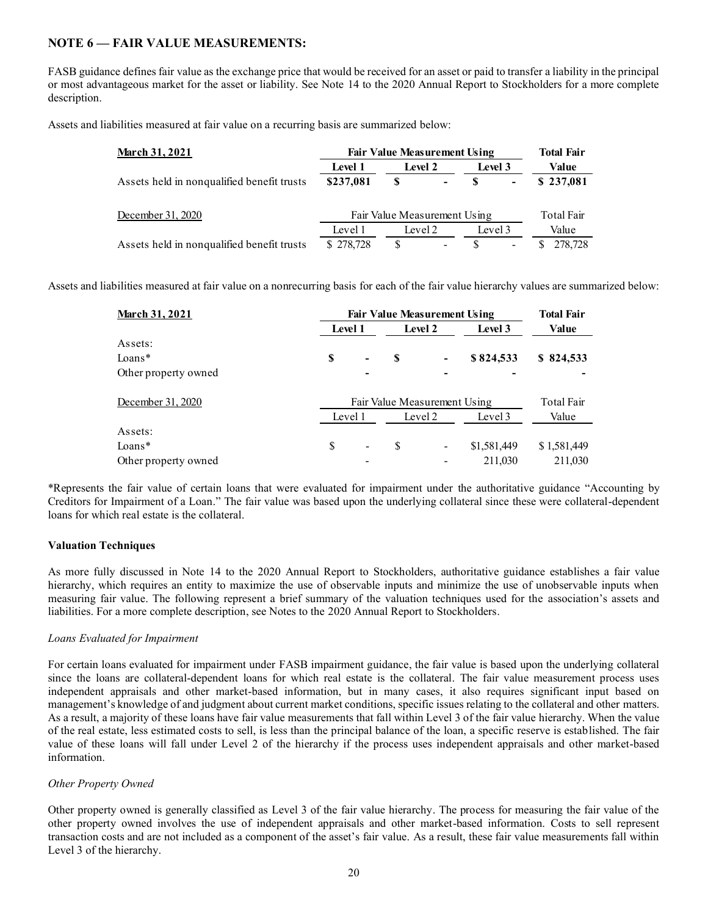## NOTE 6 — FAIR VALUE MEASUREMENTS:

FASB guidance defines fair value as the exchange price that would be received for an asset or paid to transfer a liability in the principal or most advantageous market for the asset or liability. See Note 14 to the 2020 Annual Report to Stockholders for a more complete description.

Assets and liabilities measured at fair value on a recurring basis are summarized below:

| **March 31, 2021** | **Fair Value Measurement Using** | | | **Total Fair** |
|---|---|---|---|---|
| | **Level 1** | **Level 2** | **Level 3** | **Value** |
| Assets held in nonqualified benefit trusts | **$237,081** | **$ -** | **$ -** | **$ 237,081** |

| December 31, 2020 | Fair Value Measurement Using | | | Total Fair |
|---|---|---|---|---|
| | Level 1 | Level 2 | Level 3 | Value |
| Assets held in nonqualified benefit trusts | $ 278,728 | $ - | $ - | $ 278,728 |

Assets and liabilities measured at fair value on a nonrecurring basis for each of the fair value hierarchy values are summarized below:

| **March 31, 2021** | **Fair Value Measurement Using** | | | **Total Fair** |
|---|---|---|---|---|
| | **Level 1** | **Level 2** | **Level 3** | **Value** |
| Assets: | | | | |
| Loans* | **$ -** | **$ -** | **$ 824,533** | **$ 824,533** |
| Other property owned | **-** | **-** | **-** | **-** |

| December 31, 2020 | Fair Value Measurement Using | | | Total Fair |
|---|---|---|---|---|
| | Level 1 | Level 2 | Level 3 | Value |
| Assets: | | | | |
| Loans* | $ - | $ - | $1,581,449 | $ 1,581,449 |
| Other property owned | - | - | 211,030 | 211,030 |

*Represents the fair value of certain loans that were evaluated for impairment under the authoritative guidance "Accounting by Creditors for Impairment of a Loan." The fair value was based upon the underlying collateral since these were collateral-dependent loans for which real estate is the collateral.

### Valuation Techniques

As more fully discussed in Note 14 to the 2020 Annual Report to Stockholders, authoritative guidance establishes a fair value hierarchy, which requires an entity to maximize the use of observable inputs and minimize the use of unobservable inputs when measuring fair value. The following represent a brief summary of the valuation techniques used for the association's assets and liabilities. For a more complete description, see Notes to the 2020 Annual Report to Stockholders.

*Loans Evaluated for Impairment*

For certain loans evaluated for impairment under FASB impairment guidance, the fair value is based upon the underlying collateral since the loans are collateral-dependent loans for which real estate is the collateral. The fair value measurement process uses independent appraisals and other market-based information, but in many cases, it also requires significant input based on management's knowledge of and judgment about current market conditions, specific issues relating to the collateral and other matters. As a result, a majority of these loans have fair value measurements that fall within Level 3 of the fair value hierarchy. When the value of the real estate, less estimated costs to sell, is less than the principal balance of the loan, a specific reserve is established. The fair value of these loans will fall under Level 2 of the hierarchy if the process uses independent appraisals and other market-based information.

*Other Property Owned*

Other property owned is generally classified as Level 3 of the fair value hierarchy. The process for measuring the fair value of the other property owned involves the use of independent appraisals and other market-based information. Costs to sell represent transaction costs and are not included as a component of the asset's fair value. As a result, these fair value measurements fall within Level 3 of the hierarchy.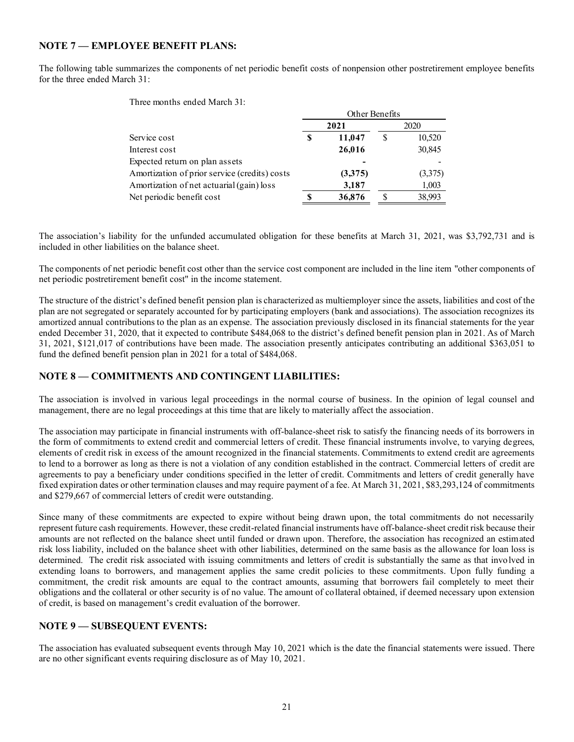## NOTE 7 — EMPLOYEE BENEFIT PLANS:

The following table summarizes the components of net periodic benefit costs of nonpension other postretirement employee benefits for the three ended March 31:

Three months ended March 31:

| | Other Benefits | |
|---|---|---|
| | **2021** | 2020 |
| Service cost | **$ 11,047** | $ 10,520 |
| Interest cost | **26,016** | 30,845 |
| Expected return on plan assets | **-** | - |
| Amortization of prior service (credits) costs | **(3,375)** | (3,375) |
| Amortization of net actuarial (gain) loss | **3,187** | 1,003 |
| Net periodic benefit cost | **$ 36,876** | $ 38,993 |

The association's liability for the unfunded accumulated obligation for these benefits at March 31, 2021, was $3,792,731 and is included in other liabilities on the balance sheet.

The components of net periodic benefit cost other than the service cost component are included in the line item "other components of net periodic postretirement benefit cost" in the income statement.

The structure of the district's defined benefit pension plan is characterized as multiemployer since the assets, liabilities and cost of the plan are not segregated or separately accounted for by participating employers (bank and associations). The association recognizes its amortized annual contributions to the plan as an expense. The association previously disclosed in its financial statements for the year ended December 31, 2020, that it expected to contribute $484,068 to the district's defined benefit pension plan in 2021. As of March 31, 2021, $121,017 of contributions have been made. The association presently anticipates contributing an additional $363,051 to fund the defined benefit pension plan in 2021 for a total of $484,068.

## NOTE 8 — COMMITMENTS AND CONTINGENT LIABILITIES:

The association is involved in various legal proceedings in the normal course of business. In the opinion of legal counsel and management, there are no legal proceedings at this time that are likely to materially affect the association.

The association may participate in financial instruments with off-balance-sheet risk to satisfy the financing needs of its borrowers in the form of commitments to extend credit and commercial letters of credit. These financial instruments involve, to varying degrees, elements of credit risk in excess of the amount recognized in the financial statements. Commitments to extend credit are agreements to lend to a borrower as long as there is not a violation of any condition established in the contract. Commercial letters of credit are agreements to pay a beneficiary under conditions specified in the letter of credit. Commitments and letters of credit generally have fixed expiration dates or other termination clauses and may require payment of a fee. At March 31, 2021, $83,293,124 of commitments and $279,667 of commercial letters of credit were outstanding.

Since many of these commitments are expected to expire without being drawn upon, the total commitments do not necessarily represent future cash requirements. However, these credit-related financial instruments have off-balance-sheet credit risk because their amounts are not reflected on the balance sheet until funded or drawn upon. Therefore, the association has recognized an estimated risk loss liability, included on the balance sheet with other liabilities, determined on the same basis as the allowance for loan loss is determined. The credit risk associated with issuing commitments and letters of credit is substantially the same as that involved in extending loans to borrowers, and management applies the same credit policies to these commitments. Upon fully funding a commitment, the credit risk amounts are equal to the contract amounts, assuming that borrowers fail completely to meet their obligations and the collateral or other security is of no value. The amount of collateral obtained, if deemed necessary upon extension of credit, is based on management's credit evaluation of the borrower.

## NOTE 9 — SUBSEQUENT EVENTS:

The association has evaluated subsequent events through May 10, 2021 which is the date the financial statements were issued. There are no other significant events requiring disclosure as of May 10, 2021.